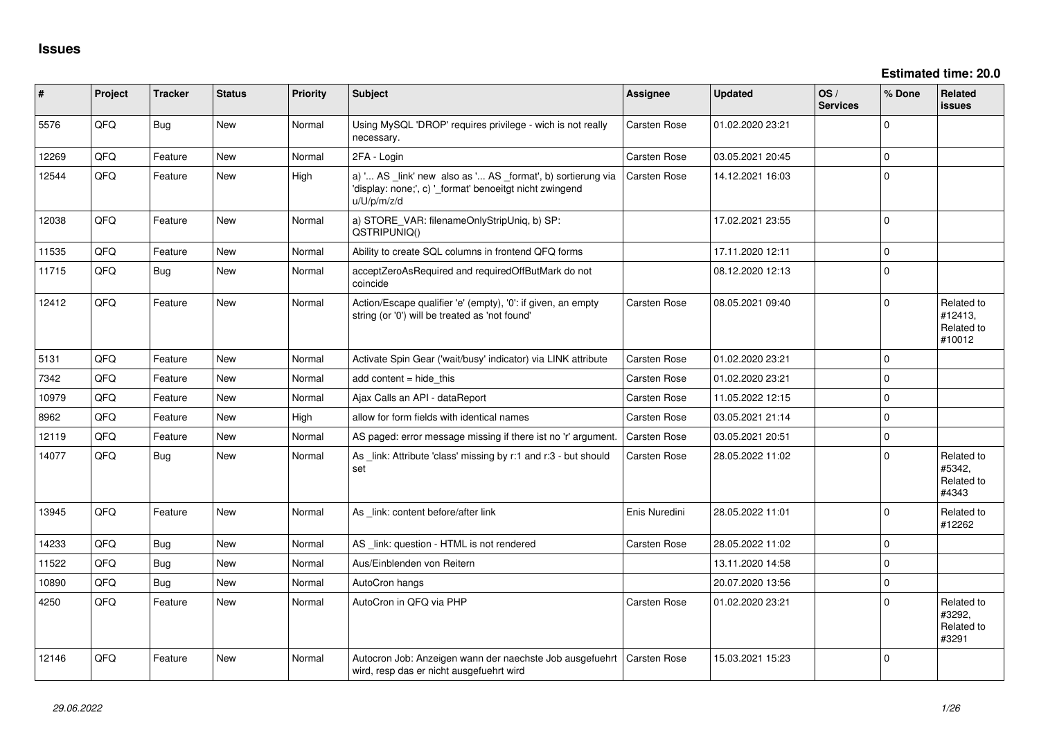# Issues

**Estimated time: 20.0**

| # | Project | Tracker | Status | Priority | Subject | Assignee | Updated | OS / Services | % Done | Related issues |
|---|---|---|---|---|---|---|---|---|---|---|
| 5576 | QFQ | Bug | New | Normal | Using MySQL 'DROP' requires privilege - wich is not really necessary. | Carsten Rose | 01.02.2020 23:21 | | 0 | |
| 12269 | QFQ | Feature | New | Normal | 2FA - Login | Carsten Rose | 03.05.2021 20:45 | | 0 | |
| 12544 | QFQ | Feature | New | High | a) '... AS _link' new also as '... AS _format', b) sortierung via 'display: none;', c) '_format' benoeitgt nicht zwingend u/U/p/m/z/d | Carsten Rose | 14.12.2021 16:03 | | 0 | |
| 12038 | QFQ | Feature | New | Normal | a) STORE_VAR: filenameOnlyStripUniq, b) SP: QSTRIPUNIQ() | | 17.02.2021 23:55 | | 0 | |
| 11535 | QFQ | Feature | New | Normal | Ability to create SQL columns in frontend QFQ forms | | 17.11.2020 12:11 | | 0 | |
| 11715 | QFQ | Bug | New | Normal | acceptZeroAsRequired and requiredOffButMark do not coincide | | 08.12.2020 12:13 | | 0 | |
| 12412 | QFQ | Feature | New | Normal | Action/Escape qualifier 'e' (empty), '0': if given, an empty string (or '0') will be treated as 'not found' | Carsten Rose | 08.05.2021 09:40 | | 0 | Related to #12413, Related to #10012 |
| 5131 | QFQ | Feature | New | Normal | Activate Spin Gear ('wait/busy' indicator) via LINK attribute | Carsten Rose | 01.02.2020 23:21 | | 0 | |
| 7342 | QFQ | Feature | New | Normal | add content = hide_this | Carsten Rose | 01.02.2020 23:21 | | 0 | |
| 10979 | QFQ | Feature | New | Normal | Ajax Calls an API - dataReport | Carsten Rose | 11.05.2022 12:15 | | 0 | |
| 8962 | QFQ | Feature | New | High | allow for form fields with identical names | Carsten Rose | 03.05.2021 21:14 | | 0 | |
| 12119 | QFQ | Feature | New | Normal | AS paged: error message missing if there ist no 'r' argument. | Carsten Rose | 03.05.2021 20:51 | | 0 | |
| 14077 | QFQ | Bug | New | Normal | As _link: Attribute 'class' missing by r:1 and r:3 - but should set | Carsten Rose | 28.05.2022 11:02 | | 0 | Related to #5342, Related to #4343 |
| 13945 | QFQ | Feature | New | Normal | As _link: content before/after link | Enis Nuredini | 28.05.2022 11:01 | | 0 | Related to #12262 |
| 14233 | QFQ | Bug | New | Normal | AS _link: question - HTML is not rendered | Carsten Rose | 28.05.2022 11:02 | | 0 | |
| 11522 | QFQ | Bug | New | Normal | Aus/Einblenden von Reitern | | 13.11.2020 14:58 | | 0 | |
| 10890 | QFQ | Bug | New | Normal | AutoCron hangs | | 20.07.2020 13:56 | | 0 | |
| 4250 | QFQ | Feature | New | Normal | AutoCron in QFQ via PHP | Carsten Rose | 01.02.2020 23:21 | | 0 | Related to #3292, Related to #3291 |
| 12146 | QFQ | Feature | New | Normal | Autocron Job: Anzeigen wann der naechste Job ausgefuehrt wird, resp das er nicht ausgefuehrt wird | Carsten Rose | 15.03.2021 15:23 | | 0 | |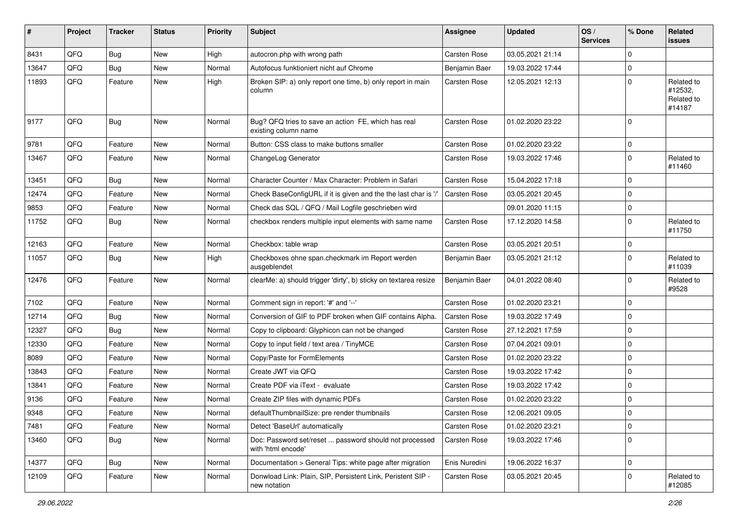| # | Project | Tracker | Status | Priority | Subject | Assignee | Updated | OS / Services | % Done | Related issues |
|---|---|---|---|---|---|---|---|---|---|---|
| 8431 | QFQ | Bug | New | High | autocron.php with wrong path | Carsten Rose | 03.05.2021 21:14 | | 0 | |
| 13647 | QFQ | Bug | New | Normal | Autofocus funktioniert nicht auf Chrome | Benjamin Baer | 19.03.2022 17:44 | | 0 | |
| 11893 | QFQ | Feature | New | High | Broken SIP: a) only report one time, b) only report in main column | Carsten Rose | 12.05.2021 12:13 | | 0 | Related to #12532, Related to #14187 |
| 9177 | QFQ | Bug | New | Normal | Bug? QFQ tries to save an action FE, which has real existing column name | Carsten Rose | 01.02.2020 23:22 | | 0 | |
| 9781 | QFQ | Feature | New | Normal | Button: CSS class to make buttons smaller | Carsten Rose | 01.02.2020 23:22 | | 0 | |
| 13467 | QFQ | Feature | New | Normal | ChangeLog Generator | Carsten Rose | 19.03.2022 17:46 | | 0 | Related to #11460 |
| 13451 | QFQ | Bug | New | Normal | Character Counter / Max Character: Problem in Safari | Carsten Rose | 15.04.2022 17:18 | | 0 | |
| 12474 | QFQ | Feature | New | Normal | Check BaseConfigURL if it is given and the the last char is '/' | Carsten Rose | 03.05.2021 20:45 | | 0 | |
| 9853 | QFQ | Feature | New | Normal | Check das SQL / QFQ / Mail Logfile geschrieben wird | | 09.01.2020 11:15 | | 0 | |
| 11752 | QFQ | Bug | New | Normal | checkbox renders multiple input elements with same name | Carsten Rose | 17.12.2020 14:58 | | 0 | Related to #11750 |
| 12163 | QFQ | Feature | New | Normal | Checkbox: table wrap | Carsten Rose | 03.05.2021 20:51 | | 0 | |
| 11057 | QFQ | Bug | New | High | Checkboxes ohne span.checkmark im Report werden ausgeblendet | Benjamin Baer | 03.05.2021 21:12 | | 0 | Related to #11039 |
| 12476 | QFQ | Feature | New | Normal | clearMe: a) should trigger 'dirty', b) sticky on textarea resize | Benjamin Baer | 04.01.2022 08:40 | | 0 | Related to #9528 |
| 7102 | QFQ | Feature | New | Normal | Comment sign in report: '#' and '--' | Carsten Rose | 01.02.2020 23:21 | | 0 | |
| 12714 | QFQ | Bug | New | Normal | Conversion of GIF to PDF broken when GIF contains Alpha. | Carsten Rose | 19.03.2022 17:49 | | 0 | |
| 12327 | QFQ | Bug | New | Normal | Copy to clipboard: Glyphicon can not be changed | Carsten Rose | 27.12.2021 17:59 | | 0 | |
| 12330 | QFQ | Feature | New | Normal | Copy to input field / text area / TinyMCE | Carsten Rose | 07.04.2021 09:01 | | 0 | |
| 8089 | QFQ | Feature | New | Normal | Copy/Paste for FormElements | Carsten Rose | 01.02.2020 23:22 | | 0 | |
| 13843 | QFQ | Feature | New | Normal | Create JWT via QFQ | Carsten Rose | 19.03.2022 17:42 | | 0 | |
| 13841 | QFQ | Feature | New | Normal | Create PDF via iText - evaluate | Carsten Rose | 19.03.2022 17:42 | | 0 | |
| 9136 | QFQ | Feature | New | Normal | Create ZIP files with dynamic PDFs | Carsten Rose | 01.02.2020 23:22 | | 0 | |
| 9348 | QFQ | Feature | New | Normal | defaultThumbnailSize: pre render thumbnails | Carsten Rose | 12.06.2021 09:05 | | 0 | |
| 7481 | QFQ | Feature | New | Normal | Detect 'BaseUrl' automatically | Carsten Rose | 01.02.2020 23:21 | | 0 | |
| 13460 | QFQ | Bug | New | Normal | Doc: Password set/reset ... password should not processed with 'html encode' | Carsten Rose | 19.03.2022 17:46 | | 0 | |
| 14377 | QFQ | Bug | New | Normal | Documentation > General Tips: white page after migration | Enis Nuredini | 19.06.2022 16:37 | | 0 | |
| 12109 | QFQ | Feature | New | Normal | Donwload Link: Plain, SIP, Persistent Link, Peristent SIP - new notation | Carsten Rose | 03.05.2021 20:45 | | 0 | Related to #12085 |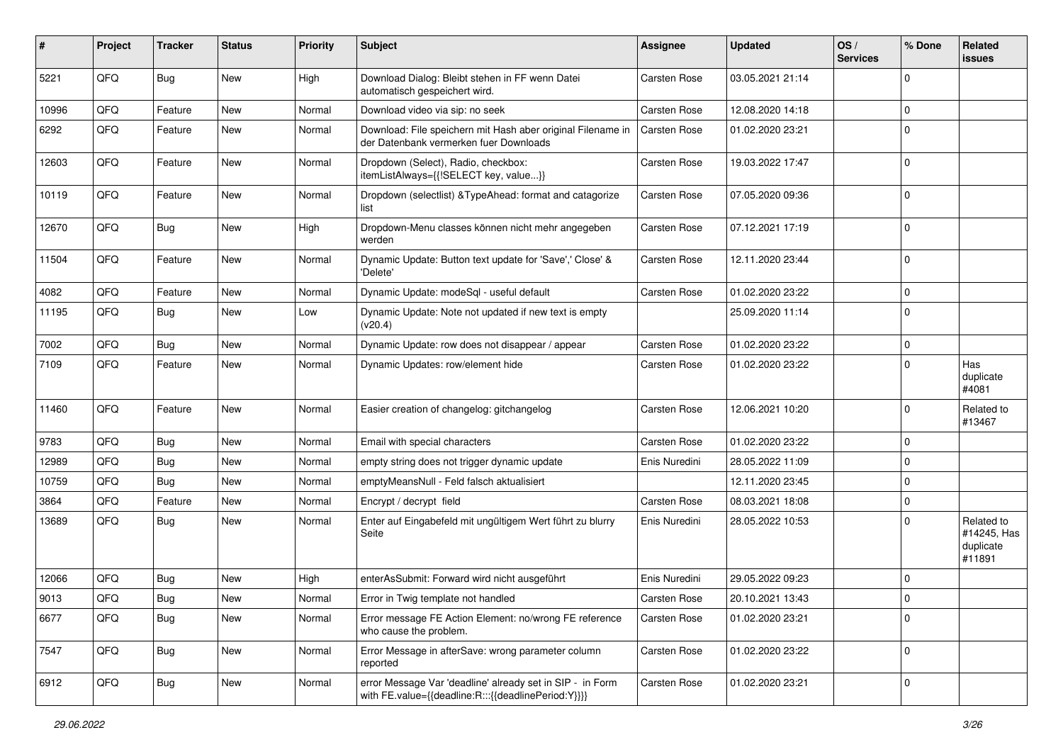| # | Project | Tracker | Status | Priority | Subject | Assignee | Updated | OS / Services | % Done | Related issues |
|---|---|---|---|---|---|---|---|---|---|---|
| 5221 | QFQ | Bug | New | High | Download Dialog: Bleibt stehen in FF wenn Datei automatisch gespeichert wird. | Carsten Rose | 03.05.2021 21:14 | | 0 | |
| 10996 | QFQ | Feature | New | Normal | Download video via sip: no seek | Carsten Rose | 12.08.2020 14:18 | | 0 | |
| 6292 | QFQ | Feature | New | Normal | Download: File speichern mit Hash aber original Filename in der Datenbank vermerken fuer Downloads | Carsten Rose | 01.02.2020 23:21 | | 0 | |
| 12603 | QFQ | Feature | New | Normal | Dropdown (Select), Radio, checkbox: itemListAlways={{!SELECT key, value...}} | Carsten Rose | 19.03.2022 17:47 | | 0 | |
| 10119 | QFQ | Feature | New | Normal | Dropdown (selectlist) &TypeAhead: format and catagorize list | Carsten Rose | 07.05.2020 09:36 | | 0 | |
| 12670 | QFQ | Bug | New | High | Dropdown-Menu classes können nicht mehr angegeben werden | Carsten Rose | 07.12.2021 17:19 | | 0 | |
| 11504 | QFQ | Feature | New | Normal | Dynamic Update: Button text update for 'Save',' Close' & 'Delete' | Carsten Rose | 12.11.2020 23:44 | | 0 | |
| 4082 | QFQ | Feature | New | Normal | Dynamic Update: modeSql - useful default | Carsten Rose | 01.02.2020 23:22 | | 0 | |
| 11195 | QFQ | Bug | New | Low | Dynamic Update: Note not updated if new text is empty (v20.4) | | 25.09.2020 11:14 | | 0 | |
| 7002 | QFQ | Bug | New | Normal | Dynamic Update: row does not disappear / appear | Carsten Rose | 01.02.2020 23:22 | | 0 | |
| 7109 | QFQ | Feature | New | Normal | Dynamic Updates: row/element hide | Carsten Rose | 01.02.2020 23:22 | | 0 | Has duplicate #4081 |
| 11460 | QFQ | Feature | New | Normal | Easier creation of changelog: gitchangelog | Carsten Rose | 12.06.2021 10:20 | | 0 | Related to #13467 |
| 9783 | QFQ | Bug | New | Normal | Email with special characters | Carsten Rose | 01.02.2020 23:22 | | 0 | |
| 12989 | QFQ | Bug | New | Normal | empty string does not trigger dynamic update | Enis Nuredini | 28.05.2022 11:09 | | 0 | |
| 10759 | QFQ | Bug | New | Normal | emptyMeansNull - Feld falsch aktualisiert | | 12.11.2020 23:45 | | 0 | |
| 3864 | QFQ | Feature | New | Normal | Encrypt / decrypt field | Carsten Rose | 08.03.2021 18:08 | | 0 | |
| 13689 | QFQ | Bug | New | Normal | Enter auf Eingabefeld mit ungültigem Wert führt zu blurry Seite | Enis Nuredini | 28.05.2022 10:53 | | 0 | Related to #14245, Has duplicate #11891 |
| 12066 | QFQ | Bug | New | High | enterAsSubmit: Forward wird nicht ausgeführt | Enis Nuredini | 29.05.2022 09:23 | | 0 | |
| 9013 | QFQ | Bug | New | Normal | Error in Twig template not handled | Carsten Rose | 20.10.2021 13:43 | | 0 | |
| 6677 | QFQ | Bug | New | Normal | Error message FE Action Element: no/wrong FE reference who cause the problem. | Carsten Rose | 01.02.2020 23:21 | | 0 | |
| 7547 | QFQ | Bug | New | Normal | Error Message in afterSave: wrong parameter column reported | Carsten Rose | 01.02.2020 23:22 | | 0 | |
| 6912 | QFQ | Bug | New | Normal | error Message Var 'deadline' already set in SIP - in Form with FE.value={{deadline:R:::{{deadlinePeriod:Y}}}} | Carsten Rose | 01.02.2020 23:21 | | 0 | |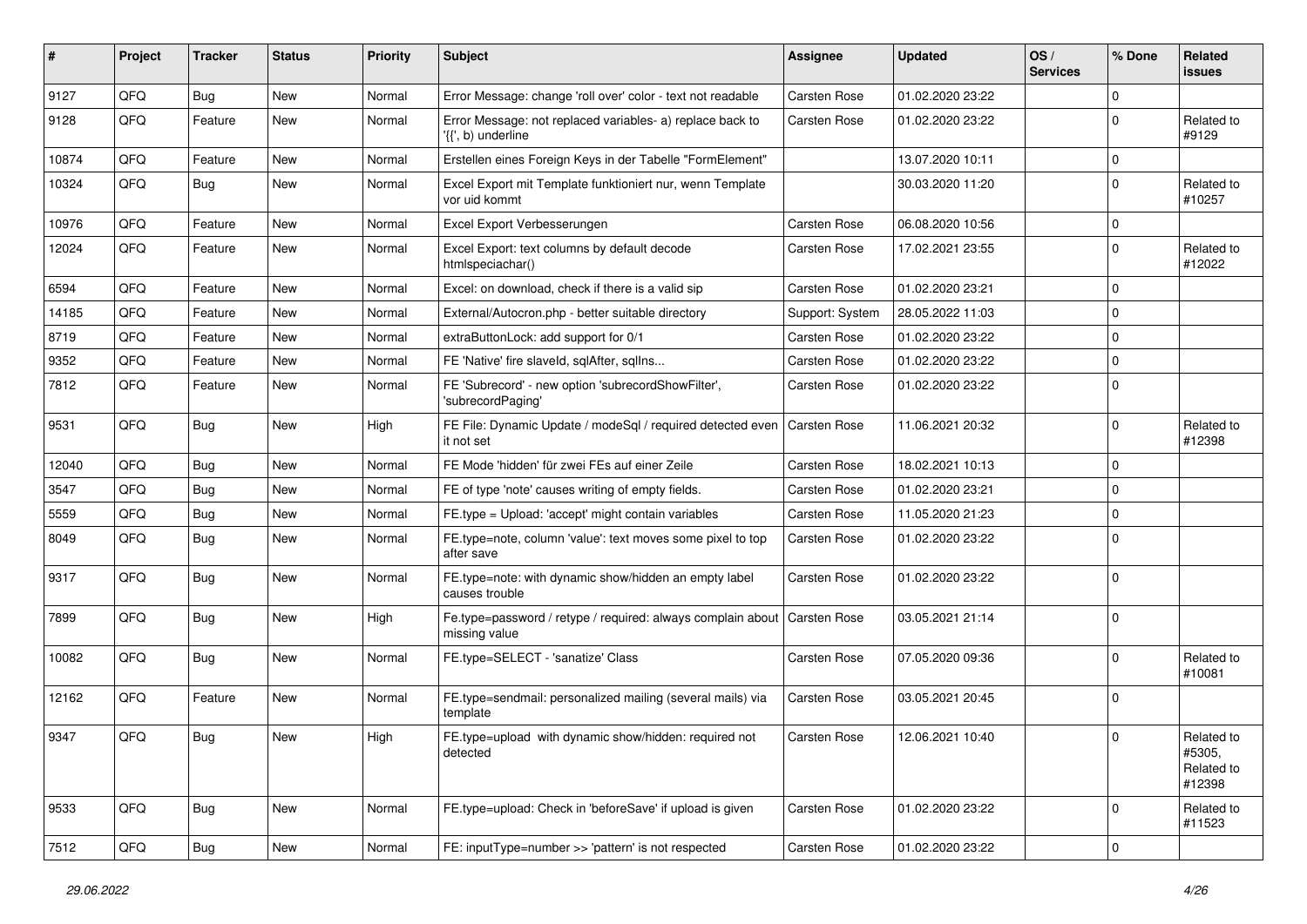| # | Project | Tracker | Status | Priority | Subject | Assignee | Updated | OS / Services | % Done | Related issues |
|---|---|---|---|---|---|---|---|---|---|---|
| 9127 | QFQ | Bug | New | Normal | Error Message: change 'roll over' color - text not readable | Carsten Rose | 01.02.2020 23:22 | | 0 | |
| 9128 | QFQ | Feature | New | Normal | Error Message: not replaced variables- a) replace back to '{{', b) underline | Carsten Rose | 01.02.2020 23:22 | | 0 | Related to #9129 |
| 10874 | QFQ | Feature | New | Normal | Erstellen eines Foreign Keys in der Tabelle "FormElement" | | 13.07.2020 10:11 | | 0 | |
| 10324 | QFQ | Bug | New | Normal | Excel Export mit Template funktioniert nur, wenn Template vor uid kommt | | 30.03.2020 11:20 | | 0 | Related to #10257 |
| 10976 | QFQ | Feature | New | Normal | Excel Export Verbesserungen | Carsten Rose | 06.08.2020 10:56 | | 0 | |
| 12024 | QFQ | Feature | New | Normal | Excel Export: text columns by default decode htmlspeciachar() | Carsten Rose | 17.02.2021 23:55 | | 0 | Related to #12022 |
| 6594 | QFQ | Feature | New | Normal | Excel: on download, check if there is a valid sip | Carsten Rose | 01.02.2020 23:21 | | 0 | |
| 14185 | QFQ | Feature | New | Normal | External/Autocron.php - better suitable directory | Support: System | 28.05.2022 11:03 | | 0 | |
| 8719 | QFQ | Feature | New | Normal | extraButtonLock: add support for 0/1 | Carsten Rose | 01.02.2020 23:22 | | 0 | |
| 9352 | QFQ | Feature | New | Normal | FE 'Native' fire slaveId, sqlAfter, sqlIns... | Carsten Rose | 01.02.2020 23:22 | | 0 | |
| 7812 | QFQ | Feature | New | Normal | FE 'Subrecord' - new option 'subrecordShowFilter', 'subrecordPaging' | Carsten Rose | 01.02.2020 23:22 | | 0 | |
| 9531 | QFQ | Bug | New | High | FE File: Dynamic Update / modeSql / required detected even it not set | Carsten Rose | 11.06.2021 20:32 | | 0 | Related to #12398 |
| 12040 | QFQ | Bug | New | Normal | FE Mode 'hidden' für zwei FEs auf einer Zeile | Carsten Rose | 18.02.2021 10:13 | | 0 | |
| 3547 | QFQ | Bug | New | Normal | FE of type 'note' causes writing of empty fields. | Carsten Rose | 01.02.2020 23:21 | | 0 | |
| 5559 | QFQ | Bug | New | Normal | FE.type = Upload: 'accept' might contain variables | Carsten Rose | 11.05.2020 21:23 | | 0 | |
| 8049 | QFQ | Bug | New | Normal | FE.type=note, column 'value': text moves some pixel to top after save | Carsten Rose | 01.02.2020 23:22 | | 0 | |
| 9317 | QFQ | Bug | New | Normal | FE.type=note: with dynamic show/hidden an empty label causes trouble | Carsten Rose | 01.02.2020 23:22 | | 0 | |
| 7899 | QFQ | Bug | New | High | Fe.type=password / retype / required: always complain about missing value | Carsten Rose | 03.05.2021 21:14 | | 0 | |
| 10082 | QFQ | Bug | New | Normal | FE.type=SELECT - 'sanatize' Class | Carsten Rose | 07.05.2020 09:36 | | 0 | Related to #10081 |
| 12162 | QFQ | Feature | New | Normal | FE.type=sendmail: personalized mailing (several mails) via template | Carsten Rose | 03.05.2021 20:45 | | 0 | |
| 9347 | QFQ | Bug | New | High | FE.type=upload with dynamic show/hidden: required not detected | Carsten Rose | 12.06.2021 10:40 | | 0 | Related to #5305, Related to #12398 |
| 9533 | QFQ | Bug | New | Normal | FE.type=upload: Check in 'beforeSave' if upload is given | Carsten Rose | 01.02.2020 23:22 | | 0 | Related to #11523 |
| 7512 | QFQ | Bug | New | Normal | FE: inputType=number >> 'pattern' is not respected | Carsten Rose | 01.02.2020 23:22 | | 0 | |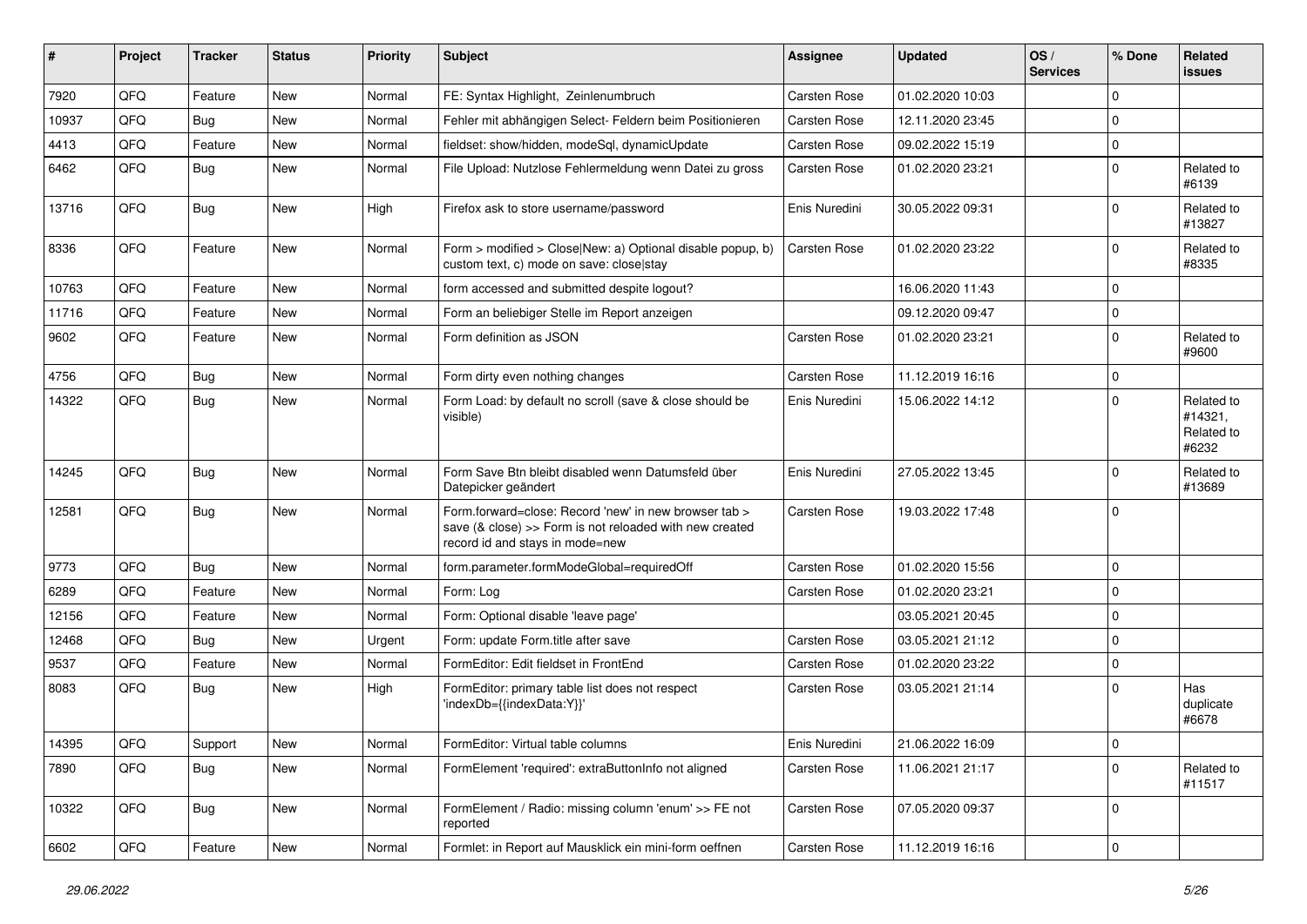| # | Project | Tracker | Status | Priority | Subject | Assignee | Updated | OS / Services | % Done | Related issues |
|---|---|---|---|---|---|---|---|---|---|---|
| 7920 | QFQ | Feature | New | Normal | FE: Syntax Highlight, Zeilenumbruch | Carsten Rose | 01.02.2020 10:03 | | 0 | |
| 10937 | QFQ | Bug | New | Normal | Fehler mit abhängigen Select- Feldern beim Positionieren | Carsten Rose | 12.11.2020 23:45 | | 0 | |
| 4413 | QFQ | Feature | New | Normal | fieldset: show/hidden, modeSql, dynamicUpdate | Carsten Rose | 09.02.2022 15:19 | | 0 | |
| 6462 | QFQ | Bug | New | Normal | File Upload: Nutzlose Fehlermeldung wenn Datei zu gross | Carsten Rose | 01.02.2020 23:21 | | 0 | Related to #6139 |
| 13716 | QFQ | Bug | New | High | Firefox ask to store username/password | Enis Nuredini | 30.05.2022 09:31 | | 0 | Related to #13827 |
| 8336 | QFQ | Feature | New | Normal | Form > modified > Close\|New: a) Optional disable popup, b) custom text, c) mode on save: close\|stay | Carsten Rose | 01.02.2020 23:22 | | 0 | Related to #8335 |
| 10763 | QFQ | Feature | New | Normal | form accessed and submitted despite logout? | | 16.06.2020 11:43 | | 0 | |
| 11716 | QFQ | Feature | New | Normal | Form an beliebiger Stelle im Report anzeigen | | 09.12.2020 09:47 | | 0 | |
| 9602 | QFQ | Feature | New | Normal | Form definition as JSON | Carsten Rose | 01.02.2020 23:21 | | 0 | Related to #9600 |
| 4756 | QFQ | Bug | New | Normal | Form dirty even nothing changes | Carsten Rose | 11.12.2019 16:16 | | 0 | |
| 14322 | QFQ | Bug | New | Normal | Form Load: by default no scroll (save & close should be visible) | Enis Nuredini | 15.06.2022 14:12 | | 0 | Related to #14321, Related to #6232 |
| 14245 | QFQ | Bug | New | Normal | Form Save Btn bleibt disabled wenn Datumsfeld über Datepicker geändert | Enis Nuredini | 27.05.2022 13:45 | | 0 | Related to #13689 |
| 12581 | QFQ | Bug | New | Normal | Form.forward=close: Record 'new' in new browser tab > save (& close) >> Form is not reloaded with new created record id and stays in mode=new | Carsten Rose | 19.03.2022 17:48 | | 0 | |
| 9773 | QFQ | Bug | New | Normal | form.parameter.formModeGlobal=requiredOff | Carsten Rose | 01.02.2020 15:56 | | 0 | |
| 6289 | QFQ | Feature | New | Normal | Form: Log | Carsten Rose | 01.02.2020 23:21 | | 0 | |
| 12156 | QFQ | Feature | New | Normal | Form: Optional disable 'leave page' | | 03.05.2021 20:45 | | 0 | |
| 12468 | QFQ | Bug | New | Urgent | Form: update Form.title after save | Carsten Rose | 03.05.2021 21:12 | | 0 | |
| 9537 | QFQ | Feature | New | Normal | FormEditor: Edit fieldset in FrontEnd | Carsten Rose | 01.02.2020 23:22 | | 0 | |
| 8083 | QFQ | Bug | New | High | FormEditor: primary table list does not respect 'indexDb={{indexData:Y}}' | Carsten Rose | 03.05.2021 21:14 | | 0 | Has duplicate #6678 |
| 14395 | QFQ | Support | New | Normal | FormEditor: Virtual table columns | Enis Nuredini | 21.06.2022 16:09 | | 0 | |
| 7890 | QFQ | Bug | New | Normal | FormElement 'required': extraButtonInfo not aligned | Carsten Rose | 11.06.2021 21:17 | | 0 | Related to #11517 |
| 10322 | QFQ | Bug | New | Normal | FormElement / Radio: missing column 'enum' >> FE not reported | Carsten Rose | 07.05.2020 09:37 | | 0 | |
| 6602 | QFQ | Feature | New | Normal | Formlet: in Report auf Mausklick ein mini-form oeffnen | Carsten Rose | 11.12.2019 16:16 | | 0 | |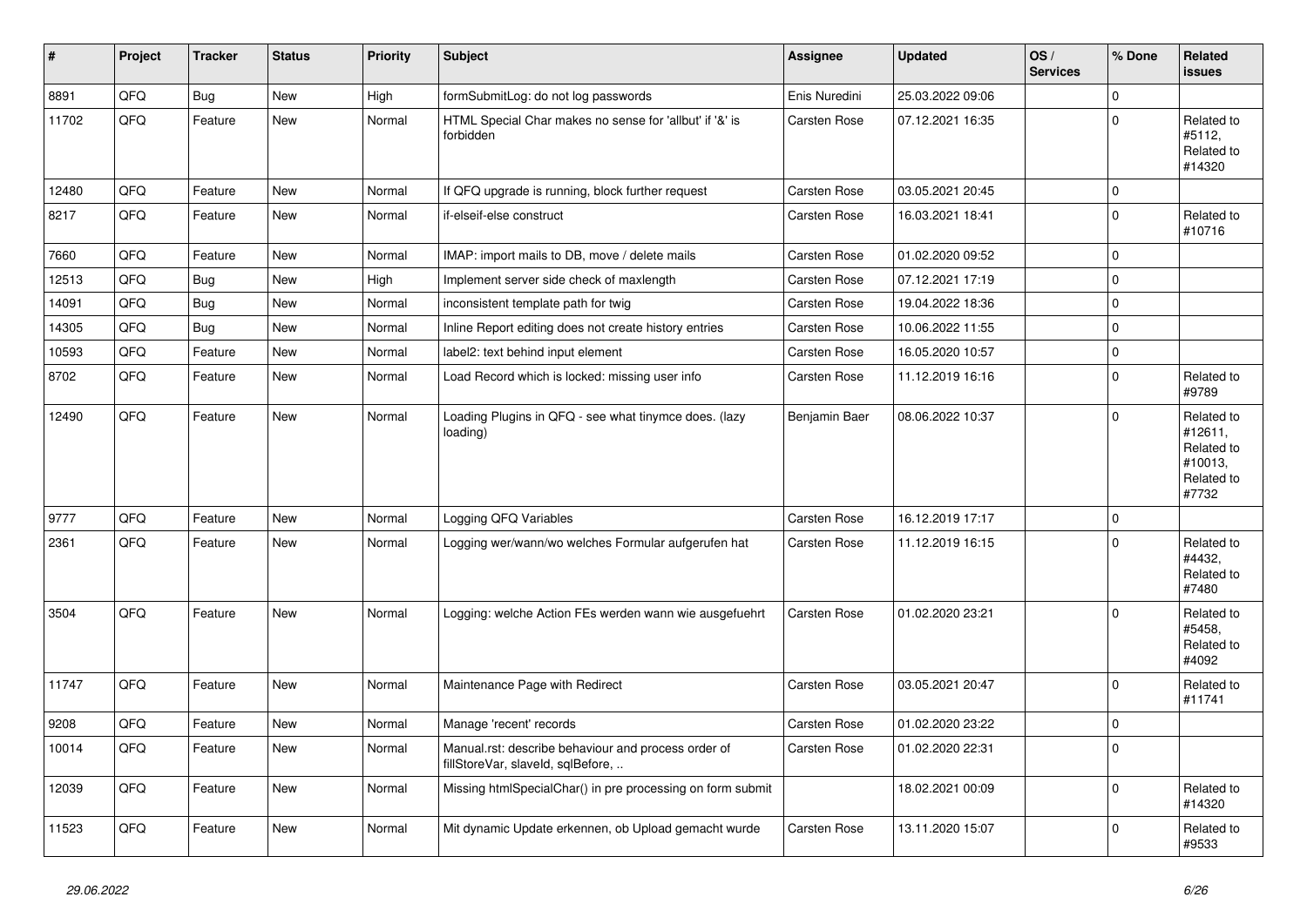| # | Project | Tracker | Status | Priority | Subject | Assignee | Updated | OS / Services | % Done | Related issues |
|---|---|---|---|---|---|---|---|---|---|---|
| 8891 | QFQ | Bug | New | High | formSubmitLog: do not log passwords | Enis Nuredini | 25.03.2022 09:06 | | 0 | |
| 11702 | QFQ | Feature | New | Normal | HTML Special Char makes no sense for 'allbut' if '&' is forbidden | Carsten Rose | 07.12.2021 16:35 | | 0 | Related to #5112, Related to #14320 |
| 12480 | QFQ | Feature | New | Normal | If QFQ upgrade is running, block further request | Carsten Rose | 03.05.2021 20:45 | | 0 | |
| 8217 | QFQ | Feature | New | Normal | if-elseif-else construct | Carsten Rose | 16.03.2021 18:41 | | 0 | Related to #10716 |
| 7660 | QFQ | Feature | New | Normal | IMAP: import mails to DB, move / delete mails | Carsten Rose | 01.02.2020 09:52 | | 0 | |
| 12513 | QFQ | Bug | New | High | Implement server side check of maxlength | Carsten Rose | 07.12.2021 17:19 | | 0 | |
| 14091 | QFQ | Bug | New | Normal | inconsistent template path for twig | Carsten Rose | 19.04.2022 18:36 | | 0 | |
| 14305 | QFQ | Bug | New | Normal | Inline Report editing does not create history entries | Carsten Rose | 10.06.2022 11:55 | | 0 | |
| 10593 | QFQ | Feature | New | Normal | label2: text behind input element | Carsten Rose | 16.05.2020 10:57 | | 0 | |
| 8702 | QFQ | Feature | New | Normal | Load Record which is locked: missing user info | Carsten Rose | 11.12.2019 16:16 | | 0 | Related to #9789 |
| 12490 | QFQ | Feature | New | Normal | Loading Plugins in QFQ - see what tinymce does. (lazy loading) | Benjamin Baer | 08.06.2022 10:37 | | 0 | Related to #12611, Related to #10013, Related to #7732 |
| 9777 | QFQ | Feature | New | Normal | Logging QFQ Variables | Carsten Rose | 16.12.2019 17:17 | | 0 | |
| 2361 | QFQ | Feature | New | Normal | Logging wer/wann/wo welches Formular aufgerufen hat | Carsten Rose | 11.12.2019 16:15 | | 0 | Related to #4432, Related to #7480 |
| 3504 | QFQ | Feature | New | Normal | Logging: welche Action FEs werden wann wie ausgefuehrt | Carsten Rose | 01.02.2020 23:21 | | 0 | Related to #5458, Related to #4092 |
| 11747 | QFQ | Feature | New | Normal | Maintenance Page with Redirect | Carsten Rose | 03.05.2021 20:47 | | 0 | Related to #11741 |
| 9208 | QFQ | Feature | New | Normal | Manage 'recent' records | Carsten Rose | 01.02.2020 23:22 | | 0 | |
| 10014 | QFQ | Feature | New | Normal | Manual.rst: describe behaviour and process order of fillStoreVar, slaveId, sqlBefore, .. | Carsten Rose | 01.02.2020 22:31 | | 0 | |
| 12039 | QFQ | Feature | New | Normal | Missing htmlSpecialChar() in pre processing on form submit | | 18.02.2021 00:09 | | 0 | Related to #14320 |
| 11523 | QFQ | Feature | New | Normal | Mit dynamic Update erkennen, ob Upload gemacht wurde | Carsten Rose | 13.11.2020 15:07 | | 0 | Related to #9533 |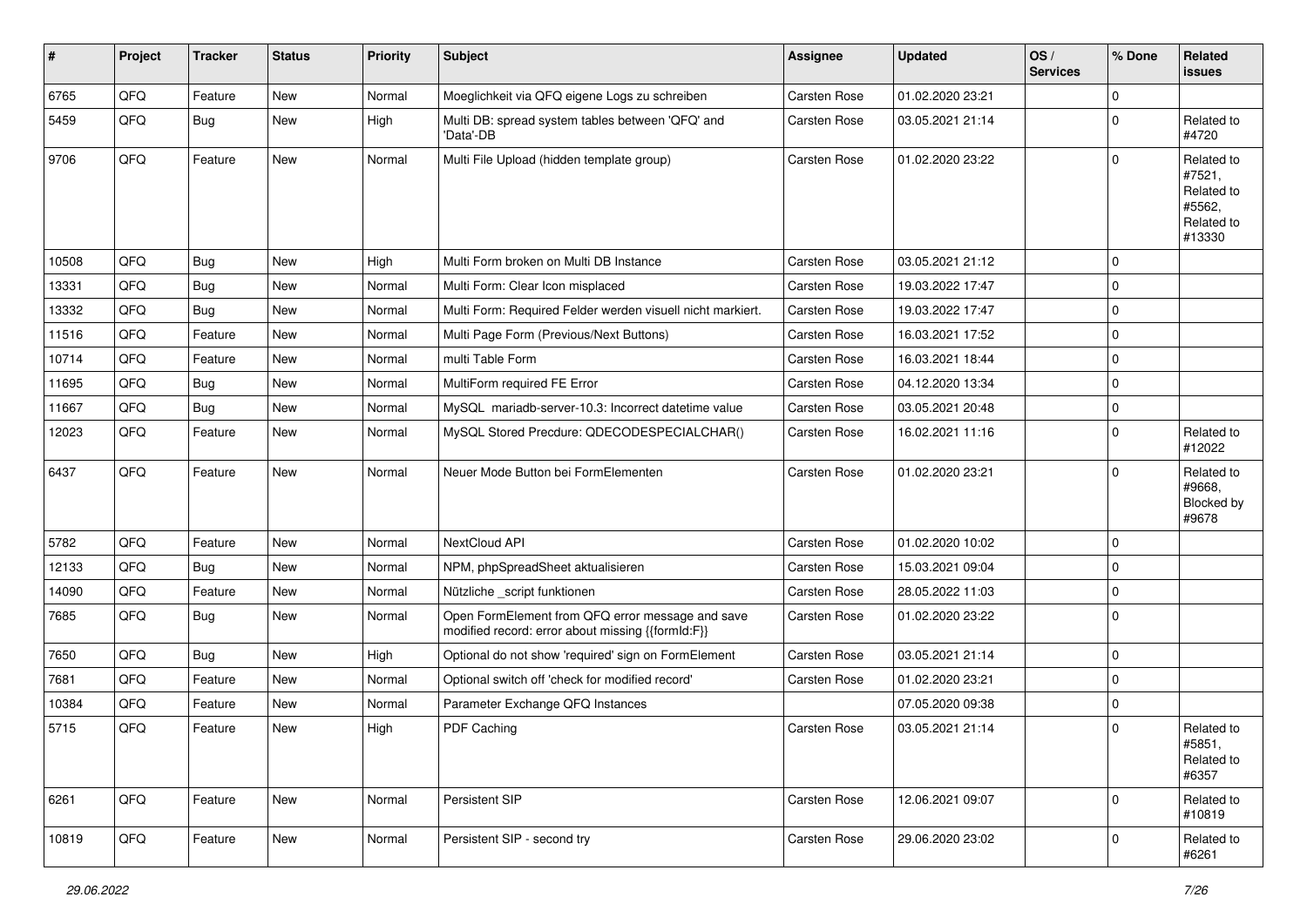| # | Project | Tracker | Status | Priority | Subject | Assignee | Updated | OS / Services | % Done | Related issues |
|---|---|---|---|---|---|---|---|---|---|---|
| 6765 | QFQ | Feature | New | Normal | Moeglichkeit via QFQ eigene Logs zu schreiben | Carsten Rose | 01.02.2020 23:21 | | 0 | |
| 5459 | QFQ | Bug | New | High | Multi DB: spread system tables between 'QFQ' and 'Data'-DB | Carsten Rose | 03.05.2021 21:14 | | 0 | Related to #4720 |
| 9706 | QFQ | Feature | New | Normal | Multi File Upload (hidden template group) | Carsten Rose | 01.02.2020 23:22 | | 0 | Related to #7521, Related to #5562, Related to #13330 |
| 10508 | QFQ | Bug | New | High | Multi Form broken on Multi DB Instance | Carsten Rose | 03.05.2021 21:12 | | 0 | |
| 13331 | QFQ | Bug | New | Normal | Multi Form: Clear Icon misplaced | Carsten Rose | 19.03.2022 17:47 | | 0 | |
| 13332 | QFQ | Bug | New | Normal | Multi Form: Required Felder werden visuell nicht markiert. | Carsten Rose | 19.03.2022 17:47 | | 0 | |
| 11516 | QFQ | Feature | New | Normal | Multi Page Form (Previous/Next Buttons) | Carsten Rose | 16.03.2021 17:52 | | 0 | |
| 10714 | QFQ | Feature | New | Normal | multi Table Form | Carsten Rose | 16.03.2021 18:44 | | 0 | |
| 11695 | QFQ | Bug | New | Normal | MultiForm required FE Error | Carsten Rose | 04.12.2020 13:34 | | 0 | |
| 11667 | QFQ | Bug | New | Normal | MySQL mariadb-server-10.3: Incorrect datetime value | Carsten Rose | 03.05.2021 20:48 | | 0 | |
| 12023 | QFQ | Feature | New | Normal | MySQL Stored Precdure: QDECODESPECIALCHAR() | Carsten Rose | 16.02.2021 11:16 | | 0 | Related to #12022 |
| 6437 | QFQ | Feature | New | Normal | Neuer Mode Button bei FormElementen | Carsten Rose | 01.02.2020 23:21 | | 0 | Related to #9668, Blocked by #9678 |
| 5782 | QFQ | Feature | New | Normal | NextCloud API | Carsten Rose | 01.02.2020 10:02 | | 0 | |
| 12133 | QFQ | Bug | New | Normal | NPM, phpSpreadSheet aktualisieren | Carsten Rose | 15.03.2021 09:04 | | 0 | |
| 14090 | QFQ | Feature | New | Normal | Nützliche _script funktionen | Carsten Rose | 28.05.2022 11:03 | | 0 | |
| 7685 | QFQ | Bug | New | Normal | Open FormElement from QFQ error message and save modified record: error about missing {{formId:F}} | Carsten Rose | 01.02.2020 23:22 | | 0 | |
| 7650 | QFQ | Bug | New | High | Optional do not show 'required' sign on FormElement | Carsten Rose | 03.05.2021 21:14 | | 0 | |
| 7681 | QFQ | Feature | New | Normal | Optional switch off 'check for modified record' | Carsten Rose | 01.02.2020 23:21 | | 0 | |
| 10384 | QFQ | Feature | New | Normal | Parameter Exchange QFQ Instances | | 07.05.2020 09:38 | | 0 | |
| 5715 | QFQ | Feature | New | High | PDF Caching | Carsten Rose | 03.05.2021 21:14 | | 0 | Related to #5851, Related to #6357 |
| 6261 | QFQ | Feature | New | Normal | Persistent SIP | Carsten Rose | 12.06.2021 09:07 | | 0 | Related to #10819 |
| 10819 | QFQ | Feature | New | Normal | Persistent SIP - second try | Carsten Rose | 29.06.2020 23:02 | | 0 | Related to #6261 |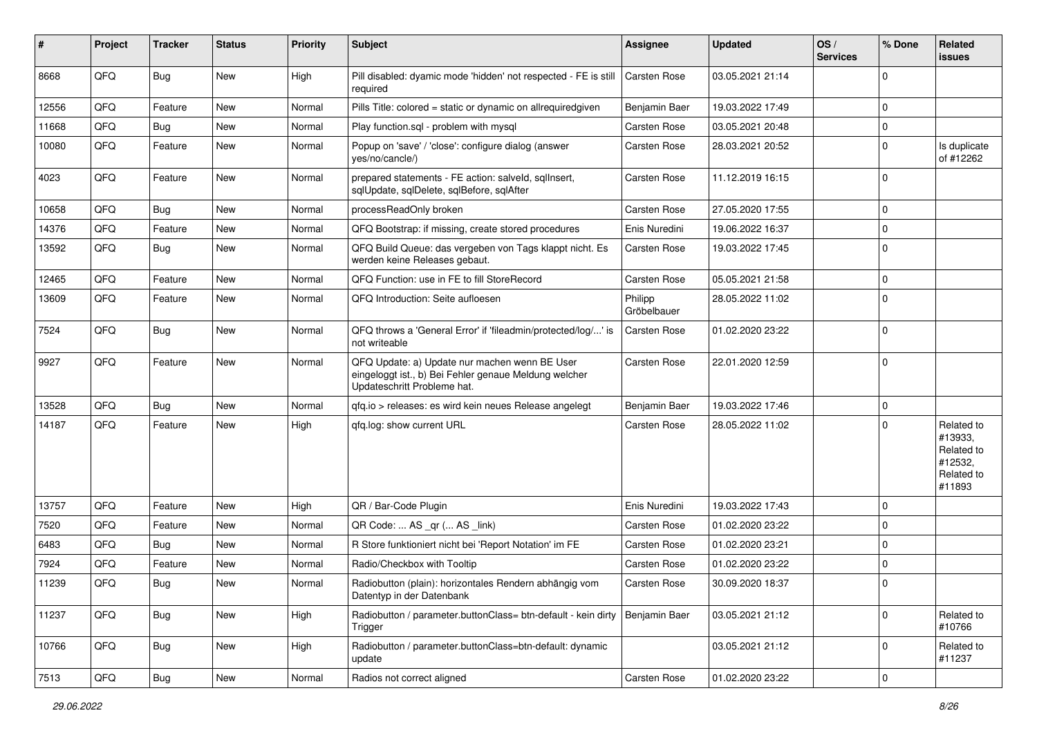| # | Project | Tracker | Status | Priority | Subject | Assignee | Updated | OS / Services | % Done | Related issues |
|---|---|---|---|---|---|---|---|---|---|---|
| 8668 | QFQ | Bug | New | High | Pill disabled: dyamic mode 'hidden' not respected - FE is still required | Carsten Rose | 03.05.2021 21:14 | | 0 | |
| 12556 | QFQ | Feature | New | Normal | Pills Title: colored = static or dynamic on allrequiredgiven | Benjamin Baer | 19.03.2022 17:49 | | 0 | |
| 11668 | QFQ | Bug | New | Normal | Play function.sql - problem with mysql | Carsten Rose | 03.05.2021 20:48 | | 0 | |
| 10080 | QFQ | Feature | New | Normal | Popup on 'save' / 'close': configure dialog (answer yes/no/cancle/) | Carsten Rose | 28.03.2021 20:52 | | 0 | Is duplicate of #12262 |
| 4023 | QFQ | Feature | New | Normal | prepared statements - FE action: salveld, sqlInsert, sqlUpdate, sqlDelete, sqlBefore, sqlAfter | Carsten Rose | 11.12.2019 16:15 | | 0 | |
| 10658 | QFQ | Bug | New | Normal | processReadOnly broken | Carsten Rose | 27.05.2020 17:55 | | 0 | |
| 14376 | QFQ | Feature | New | Normal | QFQ Bootstrap: if missing, create stored procedures | Enis Nuredini | 19.06.2022 16:37 | | 0 | |
| 13592 | QFQ | Bug | New | Normal | QFQ Build Queue: das vergeben von Tags klappt nicht. Es werden keine Releases gebaut. | Carsten Rose | 19.03.2022 17:45 | | 0 | |
| 12465 | QFQ | Feature | New | Normal | QFQ Function: use in FE to fill StoreRecord | Carsten Rose | 05.05.2021 21:58 | | 0 | |
| 13609 | QFQ | Feature | New | Normal | QFQ Introduction: Seite aufloesen | Philipp Gröbelbauer | 28.05.2022 11:02 | | 0 | |
| 7524 | QFQ | Bug | New | Normal | QFQ throws a 'General Error' if 'fileadmin/protected/log/...' is not writeable | Carsten Rose | 01.02.2020 23:22 | | 0 | |
| 9927 | QFQ | Feature | New | Normal | QFQ Update: a) Update nur machen wenn BE User eingeloggt ist., b) Bei Fehler genaue Meldung welcher Updateschritt Probleme hat. | Carsten Rose | 22.01.2020 12:59 | | 0 | |
| 13528 | QFQ | Bug | New | Normal | qfq.io > releases: es wird kein neues Release angelegt | Benjamin Baer | 19.03.2022 17:46 | | 0 | |
| 14187 | QFQ | Feature | New | High | qfq.log: show current URL | Carsten Rose | 28.05.2022 11:02 | | 0 | Related to #13933, Related to #12532, Related to #11893 |
| 13757 | QFQ | Feature | New | High | QR / Bar-Code Plugin | Enis Nuredini | 19.03.2022 17:43 | | 0 | |
| 7520 | QFQ | Feature | New | Normal | QR Code: ... AS _qr (... AS _link) | Carsten Rose | 01.02.2020 23:22 | | 0 | |
| 6483 | QFQ | Bug | New | Normal | R Store funktioniert nicht bei 'Report Notation' im FE | Carsten Rose | 01.02.2020 23:21 | | 0 | |
| 7924 | QFQ | Feature | New | Normal | Radio/Checkbox with Tooltip | Carsten Rose | 01.02.2020 23:22 | | 0 | |
| 11239 | QFQ | Bug | New | Normal | Radiobutton (plain): horizontales Rendern abhängig vom Datentyp in der Datenbank | Carsten Rose | 30.09.2020 18:37 | | 0 | |
| 11237 | QFQ | Bug | New | High | Radiobutton / parameter.buttonClass= btn-default - kein dirty Trigger | Benjamin Baer | 03.05.2021 21:12 | | 0 | Related to #10766 |
| 10766 | QFQ | Bug | New | High | Radiobutton / parameter.buttonClass=btn-default: dynamic update | | 03.05.2021 21:12 | | 0 | Related to #11237 |
| 7513 | QFQ | Bug | New | Normal | Radios not correct aligned | Carsten Rose | 01.02.2020 23:22 | | 0 | |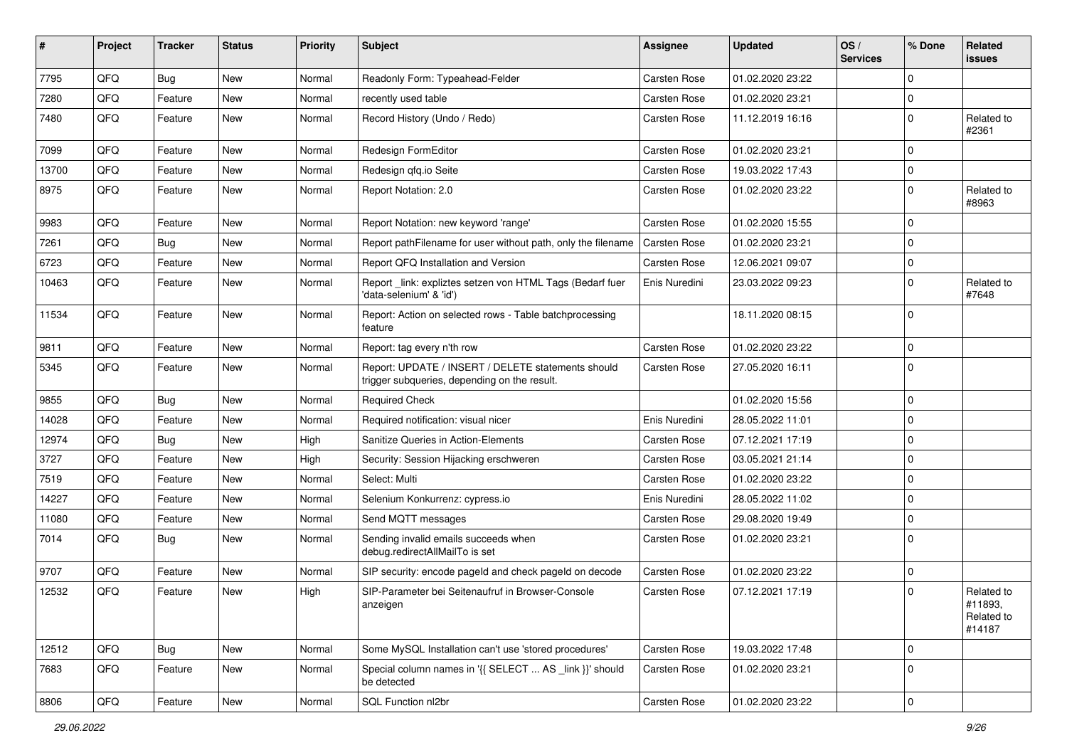| # | Project | Tracker | Status | Priority | Subject | Assignee | Updated | OS / Services | % Done | Related issues |
|---|---|---|---|---|---|---|---|---|---|---|
| 7795 | QFQ | Bug | New | Normal | Readonly Form: Typeahead-Felder | Carsten Rose | 01.02.2020 23:22 | | 0 | |
| 7280 | QFQ | Feature | New | Normal | recently used table | Carsten Rose | 01.02.2020 23:21 | | 0 | |
| 7480 | QFQ | Feature | New | Normal | Record History (Undo / Redo) | Carsten Rose | 11.12.2019 16:16 | | 0 | Related to #2361 |
| 7099 | QFQ | Feature | New | Normal | Redesign FormEditor | Carsten Rose | 01.02.2020 23:21 | | 0 | |
| 13700 | QFQ | Feature | New | Normal | Redesign qfq.io Seite | Carsten Rose | 19.03.2022 17:43 | | 0 | |
| 8975 | QFQ | Feature | New | Normal | Report Notation: 2.0 | Carsten Rose | 01.02.2020 23:22 | | 0 | Related to #8963 |
| 9983 | QFQ | Feature | New | Normal | Report Notation: new keyword 'range' | Carsten Rose | 01.02.2020 15:55 | | 0 | |
| 7261 | QFQ | Bug | New | Normal | Report pathFilename for user without path, only the filename | Carsten Rose | 01.02.2020 23:21 | | 0 | |
| 6723 | QFQ | Feature | New | Normal | Report QFQ Installation and Version | Carsten Rose | 12.06.2021 09:07 | | 0 | |
| 10463 | QFQ | Feature | New | Normal | Report _link: expliztes setzen von HTML Tags (Bedarf fuer 'data-selenium' & 'id') | Enis Nuredini | 23.03.2022 09:23 | | 0 | Related to #7648 |
| 11534 | QFQ | Feature | New | Normal | Report: Action on selected rows - Table batchprocessing feature | | 18.11.2020 08:15 | | 0 | |
| 9811 | QFQ | Feature | New | Normal | Report: tag every n'th row | Carsten Rose | 01.02.2020 23:22 | | 0 | |
| 5345 | QFQ | Feature | New | Normal | Report: UPDATE / INSERT / DELETE statements should trigger subqueries, depending on the result. | Carsten Rose | 27.05.2020 16:11 | | 0 | |
| 9855 | QFQ | Bug | New | Normal | Required Check | | 01.02.2020 15:56 | | 0 | |
| 14028 | QFQ | Feature | New | Normal | Required notification: visual nicer | Enis Nuredini | 28.05.2022 11:01 | | 0 | |
| 12974 | QFQ | Bug | New | High | Sanitize Queries in Action-Elements | Carsten Rose | 07.12.2021 17:19 | | 0 | |
| 3727 | QFQ | Feature | New | High | Security: Session Hijacking erschweren | Carsten Rose | 03.05.2021 21:14 | | 0 | |
| 7519 | QFQ | Feature | New | Normal | Select: Multi | Carsten Rose | 01.02.2020 23:22 | | 0 | |
| 14227 | QFQ | Feature | New | Normal | Selenium Konkurrenz: cypress.io | Enis Nuredini | 28.05.2022 11:02 | | 0 | |
| 11080 | QFQ | Feature | New | Normal | Send MQTT messages | Carsten Rose | 29.08.2020 19:49 | | 0 | |
| 7014 | QFQ | Bug | New | Normal | Sending invalid emails succeeds when debug.redirectAllMailTo is set | Carsten Rose | 01.02.2020 23:21 | | 0 | |
| 9707 | QFQ | Feature | New | Normal | SIP security: encode pageId and check pageId on decode | Carsten Rose | 01.02.2020 23:22 | | 0 | |
| 12532 | QFQ | Feature | New | High | SIP-Parameter bei Seitenaufruf in Browser-Console anzeigen | Carsten Rose | 07.12.2021 17:19 | | 0 | Related to #11893, Related to #14187 |
| 12512 | QFQ | Bug | New | Normal | Some MySQL Installation can't use 'stored procedures' | Carsten Rose | 19.03.2022 17:48 | | 0 | |
| 7683 | QFQ | Feature | New | Normal | Special column names in '{{ SELECT ... AS _link }}' should be detected | Carsten Rose | 01.02.2020 23:21 | | 0 | |
| 8806 | QFQ | Feature | New | Normal | SQL Function nl2br | Carsten Rose | 01.02.2020 23:22 | | 0 | |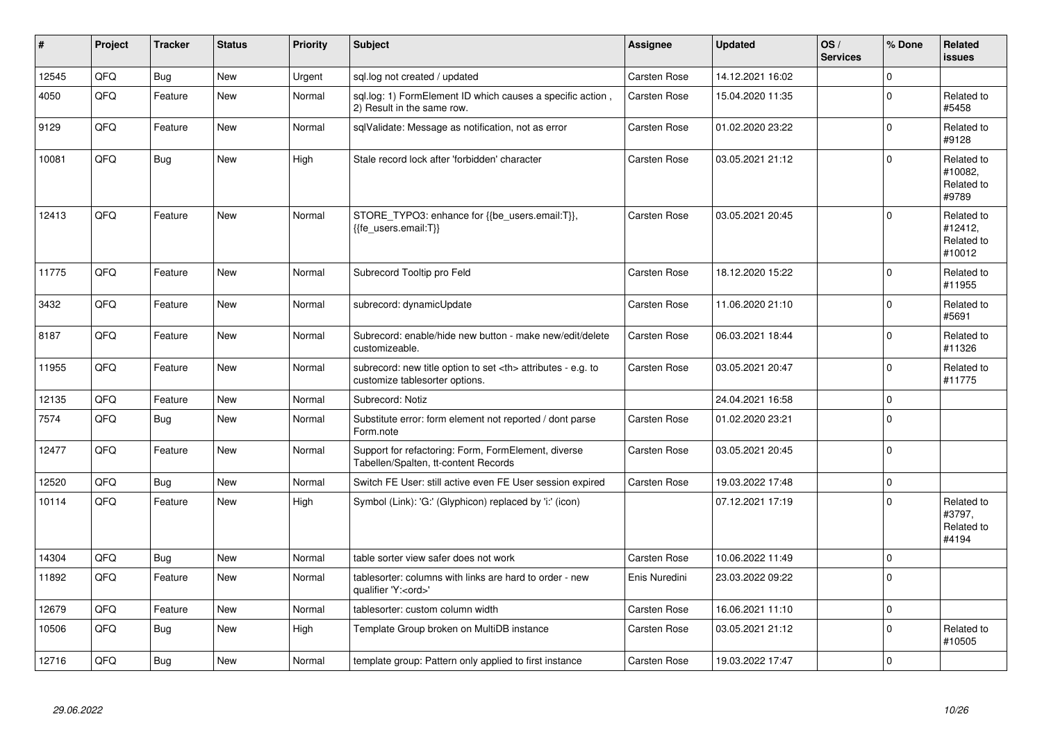| # | Project | Tracker | Status | Priority | Subject | Assignee | Updated | OS / Services | % Done | Related issues |
|---|---|---|---|---|---|---|---|---|---|---|
| 12545 | QFQ | Bug | New | Urgent | sql.log not created / updated | Carsten Rose | 14.12.2021 16:02 | | 0 | |
| 4050 | QFQ | Feature | New | Normal | sql.log: 1) FormElement ID which causes a specific action , 2) Result in the same row. | Carsten Rose | 15.04.2020 11:35 | | 0 | Related to #5458 |
| 9129 | QFQ | Feature | New | Normal | sqlValidate: Message as notification, not as error | Carsten Rose | 01.02.2020 23:22 | | 0 | Related to #9128 |
| 10081 | QFQ | Bug | New | High | Stale record lock after 'forbidden' character | Carsten Rose | 03.05.2021 21:12 | | 0 | Related to #10082, Related to #9789 |
| 12413 | QFQ | Feature | New | Normal | STORE_TYPO3: enhance for {{be_users.email:T}}, {{fe_users.email:T}} | Carsten Rose | 03.05.2021 20:45 | | 0 | Related to #12412, Related to #10012 |
| 11775 | QFQ | Feature | New | Normal | Subrecord Tooltip pro Feld | Carsten Rose | 18.12.2020 15:22 | | 0 | Related to #11955 |
| 3432 | QFQ | Feature | New | Normal | subrecord: dynamicUpdate | Carsten Rose | 11.06.2020 21:10 | | 0 | Related to #5691 |
| 8187 | QFQ | Feature | New | Normal | Subrecord: enable/hide new button - make new/edit/delete customizeable. | Carsten Rose | 06.03.2021 18:44 | | 0 | Related to #11326 |
| 11955 | QFQ | Feature | New | Normal | subrecord: new title option to set <th> attributes - e.g. to customize tablesorter options. | Carsten Rose | 03.05.2021 20:47 | | 0 | Related to #11775 |
| 12135 | QFQ | Feature | New | Normal | Subrecord: Notiz | | 24.04.2021 16:58 | | 0 | |
| 7574 | QFQ | Bug | New | Normal | Substitute error: form element not reported / dont parse Form.note | Carsten Rose | 01.02.2020 23:21 | | 0 | |
| 12477 | QFQ | Feature | New | Normal | Support for refactoring: Form, FormElement, diverse Tabellen/Spalten, tt-content Records | Carsten Rose | 03.05.2021 20:45 | | 0 | |
| 12520 | QFQ | Bug | New | Normal | Switch FE User: still active even FE User session expired | Carsten Rose | 19.03.2022 17:48 | | 0 | |
| 10114 | QFQ | Feature | New | High | Symbol (Link): 'G:' (Glyphicon) replaced by 'i:' (icon) | | 07.12.2021 17:19 | | 0 | Related to #3797, Related to #4194 |
| 14304 | QFQ | Bug | New | Normal | table sorter view safer does not work | Carsten Rose | 10.06.2022 11:49 | | 0 | |
| 11892 | QFQ | Feature | New | Normal | tablesorter: columns with links are hard to order - new qualifier 'Y:<ord>' | Enis Nuredini | 23.03.2022 09:22 | | 0 | |
| 12679 | QFQ | Feature | New | Normal | tablesorter: custom column width | Carsten Rose | 16.06.2021 11:10 | | 0 | |
| 10506 | QFQ | Bug | New | High | Template Group broken on MultiDB instance | Carsten Rose | 03.05.2021 21:12 | | 0 | Related to #10505 |
| 12716 | QFQ | Bug | New | Normal | template group: Pattern only applied to first instance | Carsten Rose | 19.03.2022 17:47 | | 0 | |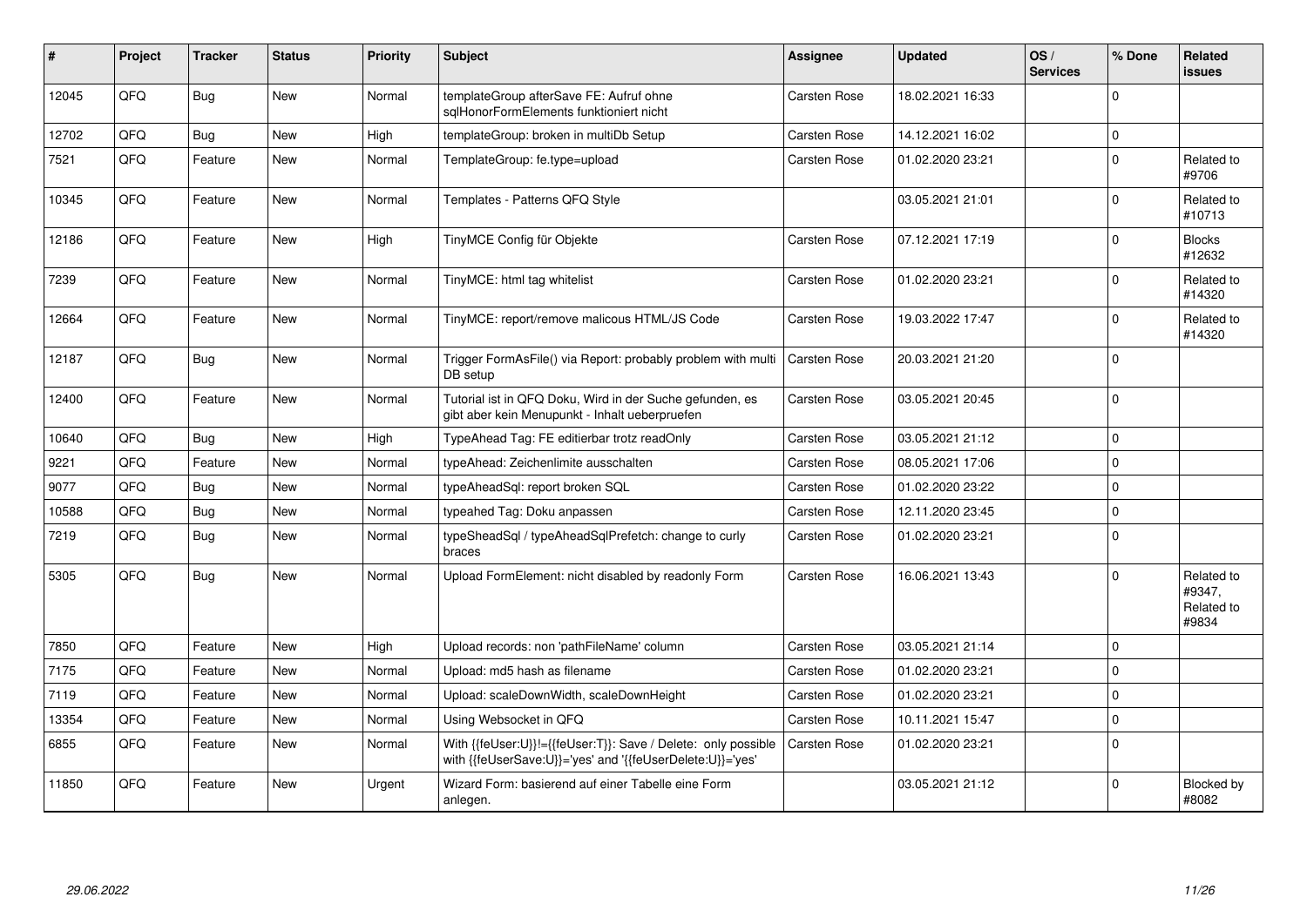| # | Project | Tracker | Status | Priority | Subject | Assignee | Updated | OS / Services | % Done | Related issues |
|---|---|---|---|---|---|---|---|---|---|---|
| 12045 | QFQ | Bug | New | Normal | templateGroup afterSave FE: Aufruf ohne sqlHonorFormElements funktioniert nicht | Carsten Rose | 18.02.2021 16:33 | | 0 | |
| 12702 | QFQ | Bug | New | High | templateGroup: broken in multiDb Setup | Carsten Rose | 14.12.2021 16:02 | | 0 | |
| 7521 | QFQ | Feature | New | Normal | TemplateGroup: fe.type=upload | Carsten Rose | 01.02.2020 23:21 | | 0 | Related to #9706 |
| 10345 | QFQ | Feature | New | Normal | Templates - Patterns QFQ Style | | 03.05.2021 21:01 | | 0 | Related to #10713 |
| 12186 | QFQ | Feature | New | High | TinyMCE Config für Objekte | Carsten Rose | 07.12.2021 17:19 | | 0 | Blocks #12632 |
| 7239 | QFQ | Feature | New | Normal | TinyMCE: html tag whitelist | Carsten Rose | 01.02.2020 23:21 | | 0 | Related to #14320 |
| 12664 | QFQ | Feature | New | Normal | TinyMCE: report/remove malicous HTML/JS Code | Carsten Rose | 19.03.2022 17:47 | | 0 | Related to #14320 |
| 12187 | QFQ | Bug | New | Normal | Trigger FormAsFile() via Report: probably problem with multi DB setup | Carsten Rose | 20.03.2021 21:20 | | 0 | |
| 12400 | QFQ | Feature | New | Normal | Tutorial ist in QFQ Doku, Wird in der Suche gefunden, es gibt aber kein Menupunkt - Inhalt ueberpruefen | Carsten Rose | 03.05.2021 20:45 | | 0 | |
| 10640 | QFQ | Bug | New | High | TypeAhead Tag: FE editierbar trotz readOnly | Carsten Rose | 03.05.2021 21:12 | | 0 | |
| 9221 | QFQ | Feature | New | Normal | typeAhead: Zeichenlimite ausschalten | Carsten Rose | 08.05.2021 17:06 | | 0 | |
| 9077 | QFQ | Bug | New | Normal | typeAheadSql: report broken SQL | Carsten Rose | 01.02.2020 23:22 | | 0 | |
| 10588 | QFQ | Bug | New | Normal | typeahed Tag: Doku anpassen | Carsten Rose | 12.11.2020 23:45 | | 0 | |
| 7219 | QFQ | Bug | New | Normal | typeSheadSql / typeAheadSqlPrefetch: change to curly braces | Carsten Rose | 01.02.2020 23:21 | | 0 | |
| 5305 | QFQ | Bug | New | Normal | Upload FormElement: nicht disabled by readonly Form | Carsten Rose | 16.06.2021 13:43 | | 0 | Related to #9347, Related to #9834 |
| 7850 | QFQ | Feature | New | High | Upload records: non 'pathFileName' column | Carsten Rose | 03.05.2021 21:14 | | 0 | |
| 7175 | QFQ | Feature | New | Normal | Upload: md5 hash as filename | Carsten Rose | 01.02.2020 23:21 | | 0 | |
| 7119 | QFQ | Feature | New | Normal | Upload: scaleDownWidth, scaleDownHeight | Carsten Rose | 01.02.2020 23:21 | | 0 | |
| 13354 | QFQ | Feature | New | Normal | Using Websocket in QFQ | Carsten Rose | 10.11.2021 15:47 | | 0 | |
| 6855 | QFQ | Feature | New | Normal | With {{feUser:U}}!={{feUser:T}}: Save / Delete: only possible with {{feUserSave:U}}='yes' and '{{feUserDelete:U}}='yes' | Carsten Rose | 01.02.2020 23:21 | | 0 | |
| 11850 | QFQ | Feature | New | Urgent | Wizard Form: basierend auf einer Tabelle eine Form anlegen. | | 03.05.2021 21:12 | | 0 | Blocked by #8082 |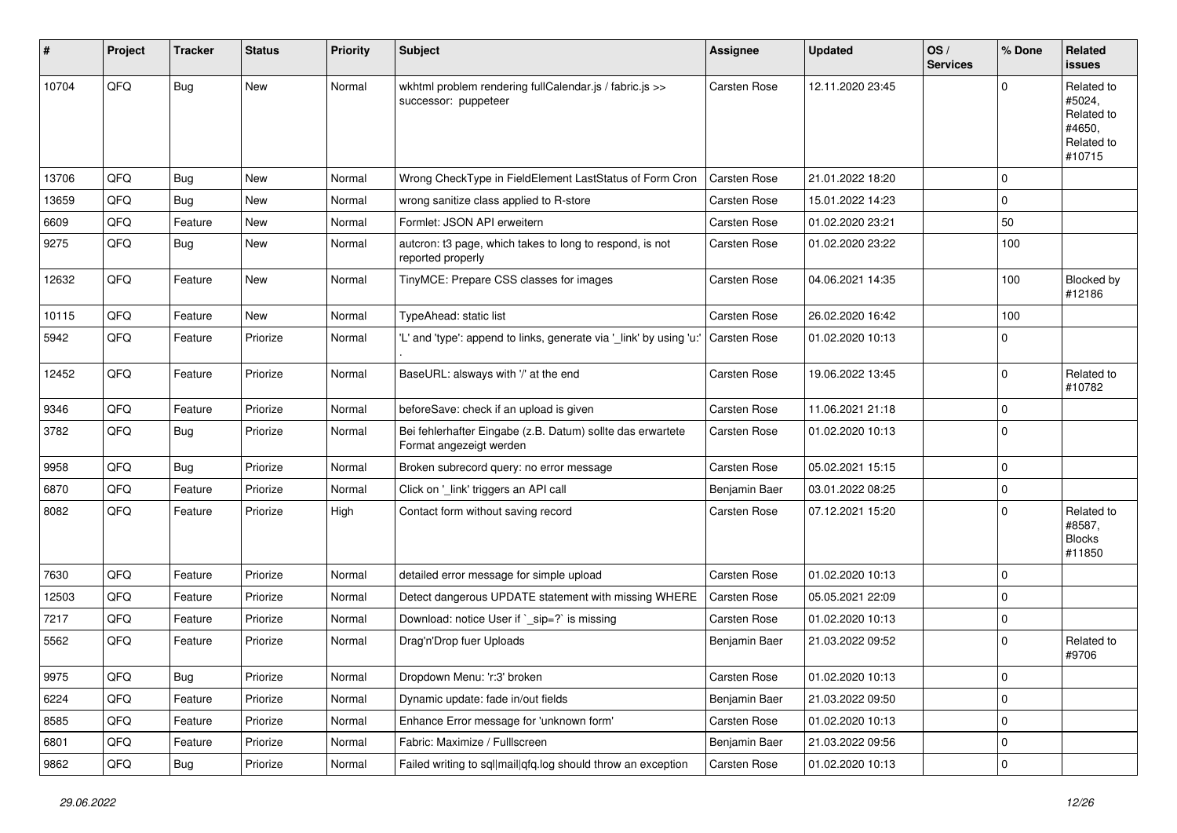| # | Project | Tracker | Status | Priority | Subject | Assignee | Updated | OS / Services | % Done | Related issues |
|---|---|---|---|---|---|---|---|---|---|---|
| 10704 | QFQ | Bug | New | Normal | wkhtml problem rendering fullCalendar.js / fabric.js >> successor: puppeteer | Carsten Rose | 12.11.2020 23:45 | | 0 | Related to #5024, Related to #4650, Related to #10715 |
| 13706 | QFQ | Bug | New | Normal | Wrong CheckType in FieldElement LastStatus of Form Cron | Carsten Rose | 21.01.2022 18:20 | | 0 | |
| 13659 | QFQ | Bug | New | Normal | wrong sanitize class applied to R-store | Carsten Rose | 15.01.2022 14:23 | | 0 | |
| 6609 | QFQ | Feature | New | Normal | Formlet: JSON API erweitern | Carsten Rose | 01.02.2020 23:21 | | 50 | |
| 9275 | QFQ | Bug | New | Normal | autcron: t3 page, which takes to long to respond, is not reported properly | Carsten Rose | 01.02.2020 23:22 | | 100 | |
| 12632 | QFQ | Feature | New | Normal | TinyMCE: Prepare CSS classes for images | Carsten Rose | 04.06.2021 14:35 | | 100 | Blocked by #12186 |
| 10115 | QFQ | Feature | New | Normal | TypeAhead: static list | Carsten Rose | 26.02.2020 16:42 | | 100 | |
| 5942 | QFQ | Feature | Priorize | Normal | 'L' and 'type': append to links, generate via '_link' by using 'u:' . | Carsten Rose | 01.02.2020 10:13 | | 0 | |
| 12452 | QFQ | Feature | Priorize | Normal | BaseURL: alsways with '/' at the end | Carsten Rose | 19.06.2022 13:45 | | 0 | Related to #10782 |
| 9346 | QFQ | Feature | Priorize | Normal | beforeSave: check if an upload is given | Carsten Rose | 11.06.2021 21:18 | | 0 | |
| 3782 | QFQ | Bug | Priorize | Normal | Bei fehlerhafter Eingabe (z.B. Datum) sollte das erwartete Format angezeigt werden | Carsten Rose | 01.02.2020 10:13 | | 0 | |
| 9958 | QFQ | Bug | Priorize | Normal | Broken subrecord query: no error message | Carsten Rose | 05.02.2021 15:15 | | 0 | |
| 6870 | QFQ | Feature | Priorize | Normal | Click on '_link' triggers an API call | Benjamin Baer | 03.01.2022 08:25 | | 0 | |
| 8082 | QFQ | Feature | Priorize | High | Contact form without saving record | Carsten Rose | 07.12.2021 15:20 | | 0 | Related to #8587, Blocks #11850 |
| 7630 | QFQ | Feature | Priorize | Normal | detailed error message for simple upload | Carsten Rose | 01.02.2020 10:13 | | 0 | |
| 12503 | QFQ | Feature | Priorize | Normal | Detect dangerous UPDATE statement with missing WHERE | Carsten Rose | 05.05.2021 22:09 | | 0 | |
| 7217 | QFQ | Feature | Priorize | Normal | Download: notice User if `_sip=?` is missing | Carsten Rose | 01.02.2020 10:13 | | 0 | |
| 5562 | QFQ | Feature | Priorize | Normal | Drag'n'Drop fuer Uploads | Benjamin Baer | 21.03.2022 09:52 | | 0 | Related to #9706 |
| 9975 | QFQ | Bug | Priorize | Normal | Dropdown Menu: 'r:3' broken | Carsten Rose | 01.02.2020 10:13 | | 0 | |
| 6224 | QFQ | Feature | Priorize | Normal | Dynamic update: fade in/out fields | Benjamin Baer | 21.03.2022 09:50 | | 0 | |
| 8585 | QFQ | Feature | Priorize | Normal | Enhance Error message for 'unknown form' | Carsten Rose | 01.02.2020 10:13 | | 0 | |
| 6801 | QFQ | Feature | Priorize | Normal | Fabric: Maximize / Fulllscreen | Benjamin Baer | 21.03.2022 09:56 | | 0 | |
| 9862 | QFQ | Bug | Priorize | Normal | Failed writing to sql\|mail\|qfq.log should throw an exception | Carsten Rose | 01.02.2020 10:13 | | 0 | |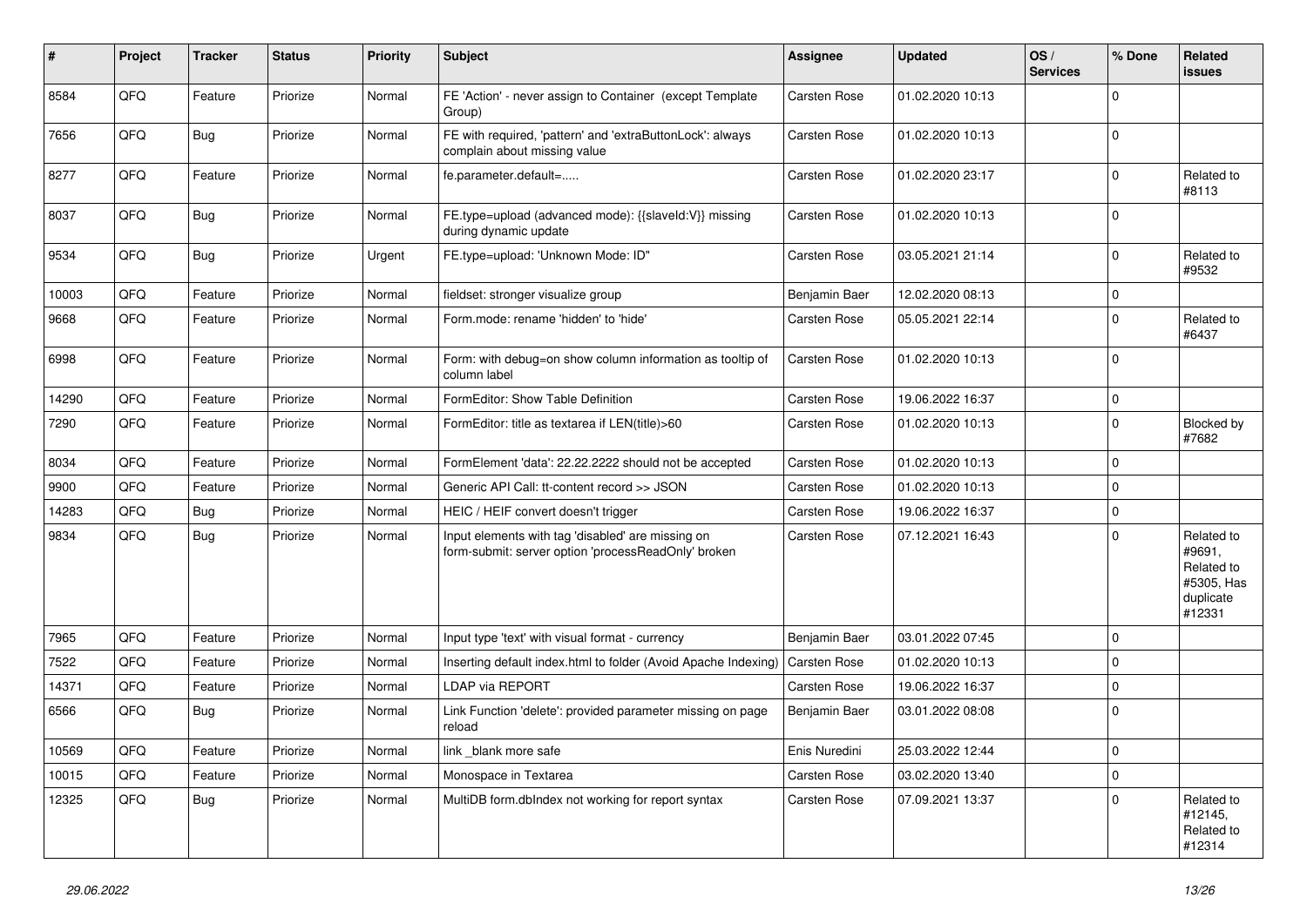| # | Project | Tracker | Status | Priority | Subject | Assignee | Updated | OS / Services | % Done | Related issues |
|---|---|---|---|---|---|---|---|---|---|---|
| 8584 | QFQ | Feature | Priorize | Normal | FE 'Action' - never assign to Container (except Template Group) | Carsten Rose | 01.02.2020 10:13 | | 0 | |
| 7656 | QFQ | Bug | Priorize | Normal | FE with required, 'pattern' and 'extraButtonLock': always complain about missing value | Carsten Rose | 01.02.2020 10:13 | | 0 | |
| 8277 | QFQ | Feature | Priorize | Normal | fe.parameter.default=..... | Carsten Rose | 01.02.2020 23:17 | | 0 | Related to #8113 |
| 8037 | QFQ | Bug | Priorize | Normal | FE.type=upload (advanced mode): {{slaveId:V}} missing during dynamic update | Carsten Rose | 01.02.2020 10:13 | | 0 | |
| 9534 | QFQ | Bug | Priorize | Urgent | FE.type=upload: 'Unknown Mode: ID" | Carsten Rose | 03.05.2021 21:14 | | 0 | Related to #9532 |
| 10003 | QFQ | Feature | Priorize | Normal | fieldset: stronger visualize group | Benjamin Baer | 12.02.2020 08:13 | | 0 | |
| 9668 | QFQ | Feature | Priorize | Normal | Form.mode: rename 'hidden' to 'hide' | Carsten Rose | 05.05.2021 22:14 | | 0 | Related to #6437 |
| 6998 | QFQ | Feature | Priorize | Normal | Form: with debug=on show column information as tooltip of column label | Carsten Rose | 01.02.2020 10:13 | | 0 | |
| 14290 | QFQ | Feature | Priorize | Normal | FormEditor: Show Table Definition | Carsten Rose | 19.06.2022 16:37 | | 0 | |
| 7290 | QFQ | Feature | Priorize | Normal | FormEditor: title as textarea if LEN(title)>60 | Carsten Rose | 01.02.2020 10:13 | | 0 | Blocked by #7682 |
| 8034 | QFQ | Feature | Priorize | Normal | FormElement 'data': 22.22.2222 should not be accepted | Carsten Rose | 01.02.2020 10:13 | | 0 | |
| 9900 | QFQ | Feature | Priorize | Normal | Generic API Call: tt-content record >> JSON | Carsten Rose | 01.02.2020 10:13 | | 0 | |
| 14283 | QFQ | Bug | Priorize | Normal | HEIC / HEIF convert doesn't trigger | Carsten Rose | 19.06.2022 16:37 | | 0 | |
| 9834 | QFQ | Bug | Priorize | Normal | Input elements with tag 'disabled' are missing on form-submit: server option 'processReadOnly' broken | Carsten Rose | 07.12.2021 16:43 | | 0 | Related to #9691, Related to #5305, Has duplicate #12331 |
| 7965 | QFQ | Feature | Priorize | Normal | Input type 'text' with visual format - currency | Benjamin Baer | 03.01.2022 07:45 | | 0 | |
| 7522 | QFQ | Feature | Priorize | Normal | Inserting default index.html to folder (Avoid Apache Indexing) | Carsten Rose | 01.02.2020 10:13 | | 0 | |
| 14371 | QFQ | Feature | Priorize | Normal | LDAP via REPORT | Carsten Rose | 19.06.2022 16:37 | | 0 | |
| 6566 | QFQ | Bug | Priorize | Normal | Link Function 'delete': provided parameter missing on page reload | Benjamin Baer | 03.01.2022 08:08 | | 0 | |
| 10569 | QFQ | Feature | Priorize | Normal | link _blank more safe | Enis Nuredini | 25.03.2022 12:44 | | 0 | |
| 10015 | QFQ | Feature | Priorize | Normal | Monospace in Textarea | Carsten Rose | 03.02.2020 13:40 | | 0 | |
| 12325 | QFQ | Bug | Priorize | Normal | MultiDB form.dbIndex not working for report syntax | Carsten Rose | 07.09.2021 13:37 | | 0 | Related to #12145, Related to #12314 |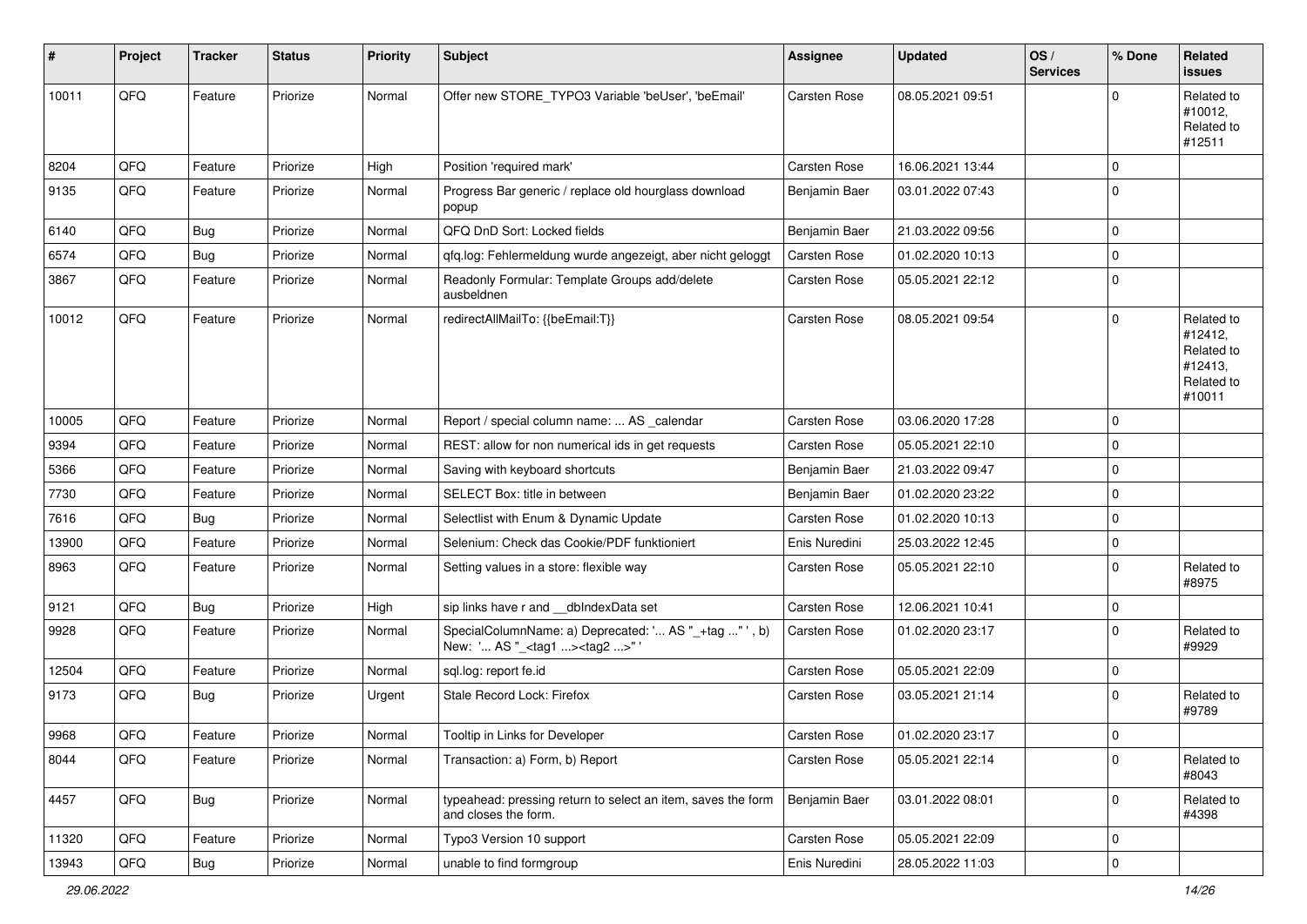| # | Project | Tracker | Status | Priority | Subject | Assignee | Updated | OS / Services | % Done | Related issues |
|---|---|---|---|---|---|---|---|---|---|---|
| 10011 | QFQ | Feature | Priorize | Normal | Offer new STORE_TYPO3 Variable 'beUser', 'beEmail' | Carsten Rose | 08.05.2021 09:51 | | 0 | Related to #10012, Related to #12511 |
| 8204 | QFQ | Feature | Priorize | High | Position 'required mark' | Carsten Rose | 16.06.2021 13:44 | | 0 | |
| 9135 | QFQ | Feature | Priorize | Normal | Progress Bar generic / replace old hourglass download popup | Benjamin Baer | 03.01.2022 07:43 | | 0 | |
| 6140 | QFQ | Bug | Priorize | Normal | QFQ DnD Sort: Locked fields | Benjamin Baer | 21.03.2022 09:56 | | 0 | |
| 6574 | QFQ | Bug | Priorize | Normal | qfq.log: Fehlermeldung wurde angezeigt, aber nicht geloggt | Carsten Rose | 01.02.2020 10:13 | | 0 | |
| 3867 | QFQ | Feature | Priorize | Normal | Readonly Formular: Template Groups add/delete ausbeldnen | Carsten Rose | 05.05.2021 22:12 | | 0 | |
| 10012 | QFQ | Feature | Priorize | Normal | redirectAllMailTo: {{beEmail:T}} | Carsten Rose | 08.05.2021 09:54 | | 0 | Related to #12412, Related to #12413, Related to #10011 |
| 10005 | QFQ | Feature | Priorize | Normal | Report / special column name: ... AS _calendar | Carsten Rose | 03.06.2020 17:28 | | 0 | |
| 9394 | QFQ | Feature | Priorize | Normal | REST: allow for non numerical ids in get requests | Carsten Rose | 05.05.2021 22:10 | | 0 | |
| 5366 | QFQ | Feature | Priorize | Normal | Saving with keyboard shortcuts | Benjamin Baer | 21.03.2022 09:47 | | 0 | |
| 7730 | QFQ | Feature | Priorize | Normal | SELECT Box: title in between | Benjamin Baer | 01.02.2020 23:22 | | 0 | |
| 7616 | QFQ | Bug | Priorize | Normal | Selectlist with Enum & Dynamic Update | Carsten Rose | 01.02.2020 10:13 | | 0 | |
| 13900 | QFQ | Feature | Priorize | Normal | Selenium: Check das Cookie/PDF funktioniert | Enis Nuredini | 25.03.2022 12:45 | | 0 | |
| 8963 | QFQ | Feature | Priorize | Normal | Setting values in a store: flexible way | Carsten Rose | 05.05.2021 22:10 | | 0 | Related to #8975 |
| 9121 | QFQ | Bug | Priorize | High | sip links have r and __dbIndexData set | Carsten Rose | 12.06.2021 10:41 | | 0 | |
| 9928 | QFQ | Feature | Priorize | Normal | SpecialColumnName: a) Deprecated: '... AS "_+tag ..." ', b) New: '... AS "_<tag1 ...><tag2 ...>" ' | Carsten Rose | 01.02.2020 23:17 | | 0 | Related to #9929 |
| 12504 | QFQ | Feature | Priorize | Normal | sql.log: report fe.id | Carsten Rose | 05.05.2021 22:09 | | 0 | |
| 9173 | QFQ | Bug | Priorize | Urgent | Stale Record Lock: Firefox | Carsten Rose | 03.05.2021 21:14 | | 0 | Related to #9789 |
| 9968 | QFQ | Feature | Priorize | Normal | Tooltip in Links for Developer | Carsten Rose | 01.02.2020 23:17 | | 0 | |
| 8044 | QFQ | Feature | Priorize | Normal | Transaction: a) Form, b) Report | Carsten Rose | 05.05.2021 22:14 | | 0 | Related to #8043 |
| 4457 | QFQ | Bug | Priorize | Normal | typeahead: pressing return to select an item, saves the form and closes the form. | Benjamin Baer | 03.01.2022 08:01 | | 0 | Related to #4398 |
| 11320 | QFQ | Feature | Priorize | Normal | Typo3 Version 10 support | Carsten Rose | 05.05.2021 22:09 | | 0 | |
| 13943 | QFQ | Bug | Priorize | Normal | unable to find formgroup | Enis Nuredini | 28.05.2022 11:03 | | 0 | |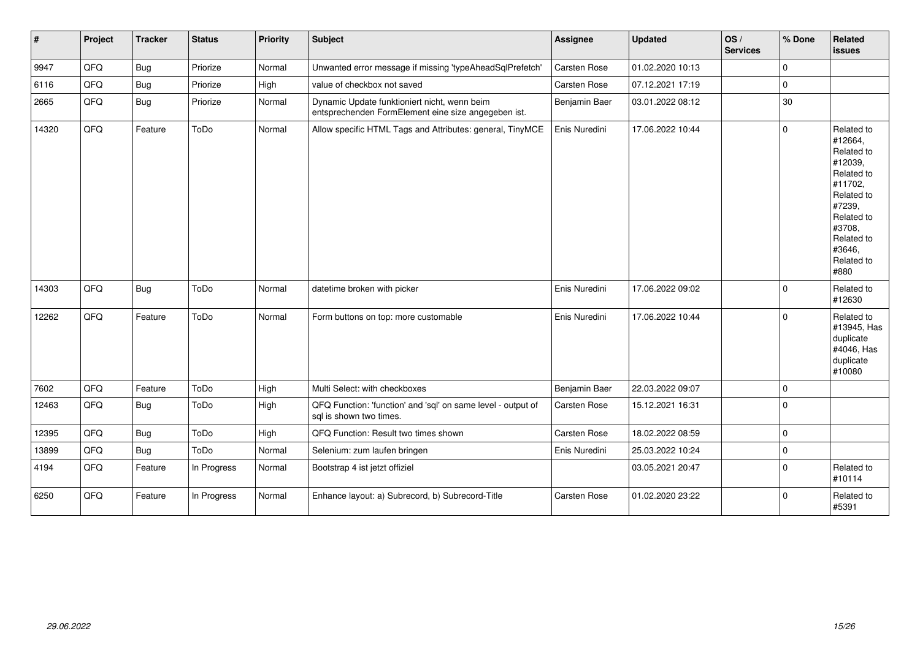| # | Project | Tracker | Status | Priority | Subject | Assignee | Updated | OS / Services | % Done | Related issues |
|---|---|---|---|---|---|---|---|---|---|---|
| 9947 | QFQ | Bug | Priorize | Normal | Unwanted error message if missing 'typeAheadSqlPrefetch' | Carsten Rose | 01.02.2020 10:13 | | 0 | |
| 6116 | QFQ | Bug | Priorize | High | value of checkbox not saved | Carsten Rose | 07.12.2021 17:19 | | 0 | |
| 2665 | QFQ | Bug | Priorize | Normal | Dynamic Update funktioniert nicht, wenn beim entsprechenden FormElement eine size angegeben ist. | Benjamin Baer | 03.01.2022 08:12 | | 30 | |
| 14320 | QFQ | Feature | ToDo | Normal | Allow specific HTML Tags and Attributes: general, TinyMCE | Enis Nuredini | 17.06.2022 10:44 | | 0 | Related to #12664, Related to #12039, Related to #11702, Related to #7239, Related to #3708, Related to #3646, Related to #880 |
| 14303 | QFQ | Bug | ToDo | Normal | datetime broken with picker | Enis Nuredini | 17.06.2022 09:02 | | 0 | Related to #12630 |
| 12262 | QFQ | Feature | ToDo | Normal | Form buttons on top: more customable | Enis Nuredini | 17.06.2022 10:44 | | 0 | Related to #13945, Has duplicate #4046, Has duplicate #10080 |
| 7602 | QFQ | Feature | ToDo | High | Multi Select: with checkboxes | Benjamin Baer | 22.03.2022 09:07 | | 0 | |
| 12463 | QFQ | Bug | ToDo | High | QFQ Function: 'function' and 'sql' on same level - output of sql is shown two times. | Carsten Rose | 15.12.2021 16:31 | | 0 | |
| 12395 | QFQ | Bug | ToDo | High | QFQ Function: Result two times shown | Carsten Rose | 18.02.2022 08:59 | | 0 | |
| 13899 | QFQ | Bug | ToDo | Normal | Selenium: zum laufen bringen | Enis Nuredini | 25.03.2022 10:24 | | 0 | |
| 4194 | QFQ | Feature | In Progress | Normal | Bootstrap 4 ist jetzt offiziel | | 03.05.2021 20:47 | | 0 | Related to #10114 |
| 6250 | QFQ | Feature | In Progress | Normal | Enhance layout: a) Subrecord, b) Subrecord-Title | Carsten Rose | 01.02.2020 23:22 | | 0 | Related to #5391 |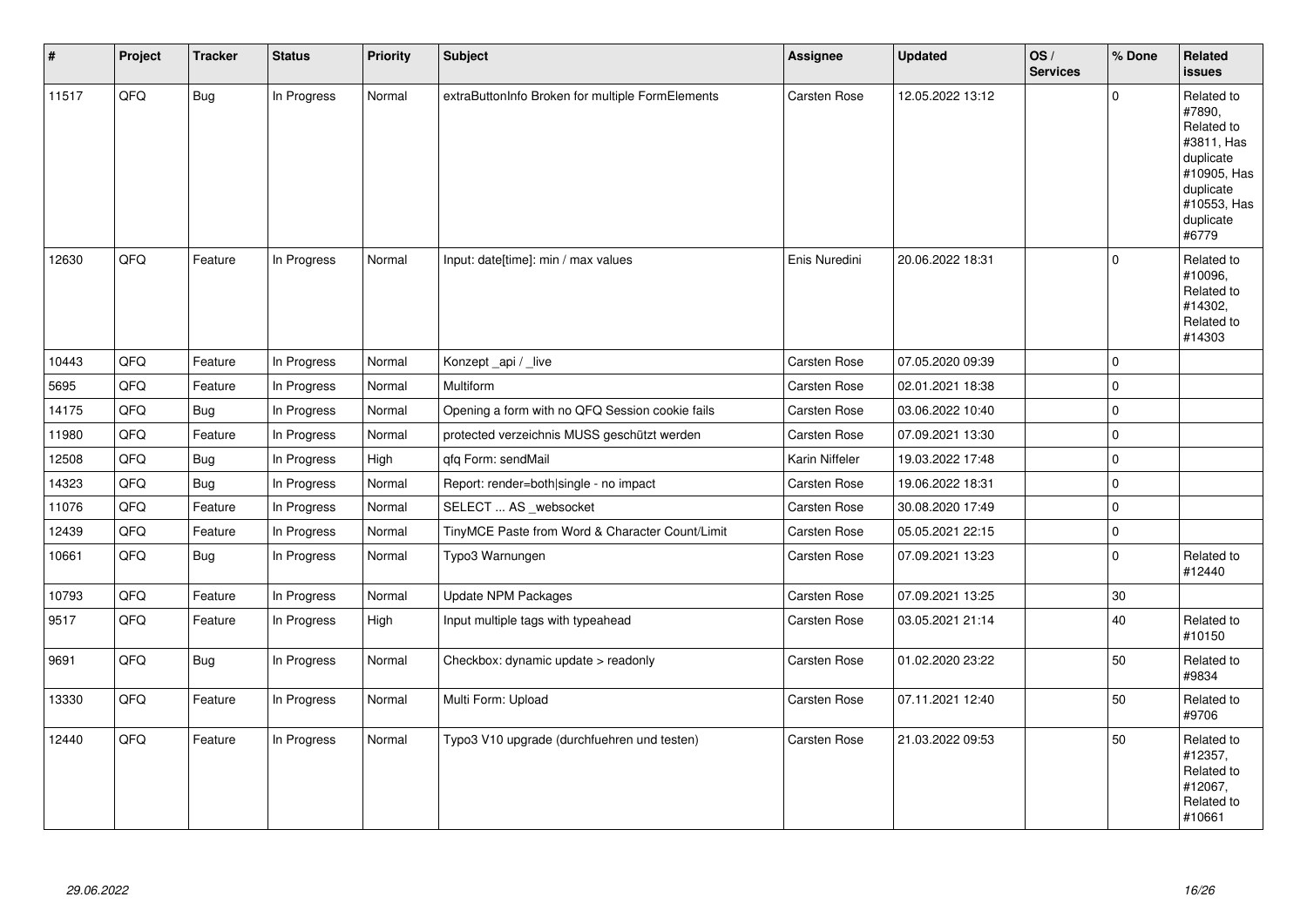| # | Project | Tracker | Status | Priority | Subject | Assignee | Updated | OS / Services | % Done | Related issues |
|---|---|---|---|---|---|---|---|---|---|---|
| 11517 | QFQ | Bug | In Progress | Normal | extraButtonInfo Broken for multiple FormElements | Carsten Rose | 12.05.2022 13:12 | | 0 | Related to #7890, Related to #3811, Has duplicate #10905, Has duplicate #10553, Has duplicate #6779 |
| 12630 | QFQ | Feature | In Progress | Normal | Input: date[time]: min / max values | Enis Nuredini | 20.06.2022 18:31 | | 0 | Related to #10096, Related to #14302, Related to #14303 |
| 10443 | QFQ | Feature | In Progress | Normal | Konzept _api / _live | Carsten Rose | 07.05.2020 09:39 | | 0 | |
| 5695 | QFQ | Feature | In Progress | Normal | Multiform | Carsten Rose | 02.01.2021 18:38 | | 0 | |
| 14175 | QFQ | Bug | In Progress | Normal | Opening a form with no QFQ Session cookie fails | Carsten Rose | 03.06.2022 10:40 | | 0 | |
| 11980 | QFQ | Feature | In Progress | Normal | protected verzeichnis MUSS geschützt werden | Carsten Rose | 07.09.2021 13:30 | | 0 | |
| 12508 | QFQ | Bug | In Progress | High | qfq Form: sendMail | Karin Niffeler | 19.03.2022 17:48 | | 0 | |
| 14323 | QFQ | Bug | In Progress | Normal | Report: render=both|single - no impact | Carsten Rose | 19.06.2022 18:31 | | 0 | |
| 11076 | QFQ | Feature | In Progress | Normal | SELECT ... AS _websocket | Carsten Rose | 30.08.2020 17:49 | | 0 | |
| 12439 | QFQ | Feature | In Progress | Normal | TinyMCE Paste from Word & Character Count/Limit | Carsten Rose | 05.05.2021 22:15 | | 0 | |
| 10661 | QFQ | Bug | In Progress | Normal | Typo3 Warnungen | Carsten Rose | 07.09.2021 13:23 | | 0 | Related to #12440 |
| 10793 | QFQ | Feature | In Progress | Normal | Update NPM Packages | Carsten Rose | 07.09.2021 13:25 | | 30 | |
| 9517 | QFQ | Feature | In Progress | High | Input multiple tags with typeahead | Carsten Rose | 03.05.2021 21:14 | | 40 | Related to #10150 |
| 9691 | QFQ | Bug | In Progress | Normal | Checkbox: dynamic update > readonly | Carsten Rose | 01.02.2020 23:22 | | 50 | Related to #9834 |
| 13330 | QFQ | Feature | In Progress | Normal | Multi Form: Upload | Carsten Rose | 07.11.2021 12:40 | | 50 | Related to #9706 |
| 12440 | QFQ | Feature | In Progress | Normal | Typo3 V10 upgrade (durchfuehren und testen) | Carsten Rose | 21.03.2022 09:53 | | 50 | Related to #12357, Related to #12067, Related to #10661 |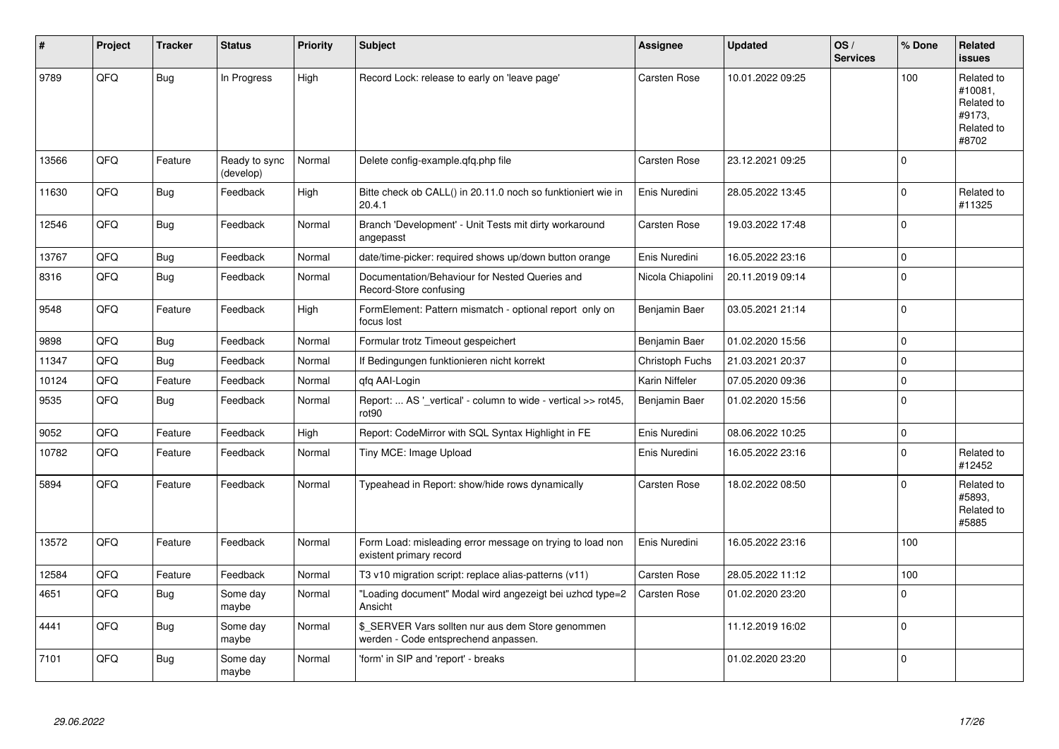| # | Project | Tracker | Status | Priority | Subject | Assignee | Updated | OS / Services | % Done | Related issues |
|---|---|---|---|---|---|---|---|---|---|---|
| 9789 | QFQ | Bug | In Progress | High | Record Lock: release to early on 'leave page' | Carsten Rose | 10.01.2022 09:25 | | 100 | Related to #10081, Related to #9173, Related to #8702 |
| 13566 | QFQ | Feature | Ready to sync (develop) | Normal | Delete config-example.qfq.php file | Carsten Rose | 23.12.2021 09:25 | | 0 | |
| 11630 | QFQ | Bug | Feedback | High | Bitte check ob CALL() in 20.11.0 noch so funktioniert wie in 20.4.1 | Enis Nuredini | 28.05.2022 13:45 | | 0 | Related to #11325 |
| 12546 | QFQ | Bug | Feedback | Normal | Branch 'Development' - Unit Tests mit dirty workaround angepasst | Carsten Rose | 19.03.2022 17:48 | | 0 | |
| 13767 | QFQ | Bug | Feedback | Normal | date/time-picker: required shows up/down button orange | Enis Nuredini | 16.05.2022 23:16 | | 0 | |
| 8316 | QFQ | Bug | Feedback | Normal | Documentation/Behaviour for Nested Queries and Record-Store confusing | Nicola Chiapolini | 20.11.2019 09:14 | | 0 | |
| 9548 | QFQ | Feature | Feedback | High | FormElement: Pattern mismatch - optional report only on focus lost | Benjamin Baer | 03.05.2021 21:14 | | 0 | |
| 9898 | QFQ | Bug | Feedback | Normal | Formular trotz Timeout gespeichert | Benjamin Baer | 01.02.2020 15:56 | | 0 | |
| 11347 | QFQ | Bug | Feedback | Normal | If Bedingungen funktionieren nicht korrekt | Christoph Fuchs | 21.03.2021 20:37 | | 0 | |
| 10124 | QFQ | Feature | Feedback | Normal | qfq AAI-Login | Karin Niffeler | 07.05.2020 09:36 | | 0 | |
| 9535 | QFQ | Bug | Feedback | Normal | Report: ... AS '_vertical' - column to wide - vertical >> rot45, rot90 | Benjamin Baer | 01.02.2020 15:56 | | 0 | |
| 9052 | QFQ | Feature | Feedback | High | Report: CodeMirror with SQL Syntax Highlight in FE | Enis Nuredini | 08.06.2022 10:25 | | 0 | |
| 10782 | QFQ | Feature | Feedback | Normal | Tiny MCE: Image Upload | Enis Nuredini | 16.05.2022 23:16 | | 0 | Related to #12452 |
| 5894 | QFQ | Feature | Feedback | Normal | Typeahead in Report: show/hide rows dynamically | Carsten Rose | 18.02.2022 08:50 | | 0 | Related to #5893, Related to #5885 |
| 13572 | QFQ | Feature | Feedback | Normal | Form Load: misleading error message on trying to load non existent primary record | Enis Nuredini | 16.05.2022 23:16 | | 100 | |
| 12584 | QFQ | Feature | Feedback | Normal | T3 v10 migration script: replace alias-patterns (v11) | Carsten Rose | 28.05.2022 11:12 | | 100 | |
| 4651 | QFQ | Bug | Some day maybe | Normal | "Loading document" Modal wird angezeigt bei uzhcd type=2 Ansicht | Carsten Rose | 01.02.2020 23:20 | | 0 | |
| 4441 | QFQ | Bug | Some day maybe | Normal | $_SERVER Vars sollten nur aus dem Store genommen werden - Code entsprechend anpassen. | | 11.12.2019 16:02 | | 0 | |
| 7101 | QFQ | Bug | Some day maybe | Normal | 'form' in SIP and 'report' - breaks | | 01.02.2020 23:20 | | 0 | |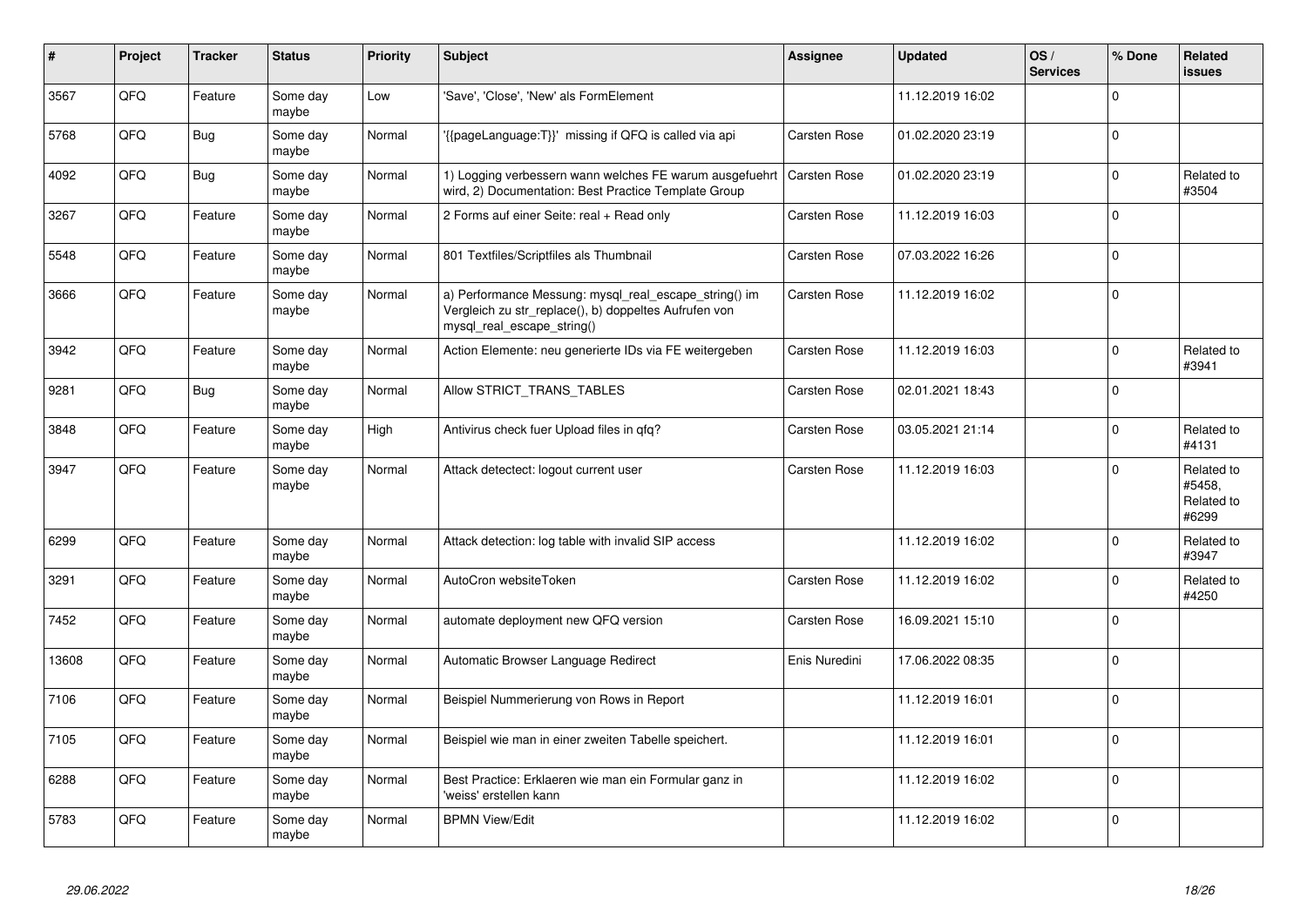| # | Project | Tracker | Status | Priority | Subject | Assignee | Updated | OS / Services | % Done | Related issues |
|---|---|---|---|---|---|---|---|---|---|---|
| 3567 | QFQ | Feature | Some day maybe | Low | 'Save', 'Close', 'New' als FormElement | | 11.12.2019 16:02 | | 0 | |
| 5768 | QFQ | Bug | Some day maybe | Normal | '{{pageLanguage:T}}' missing if QFQ is called via api | Carsten Rose | 01.02.2020 23:19 | | 0 | |
| 4092 | QFQ | Bug | Some day maybe | Normal | 1) Logging verbessern wann welches FE warum ausgefuehrt wird, 2) Documentation: Best Practice Template Group | Carsten Rose | 01.02.2020 23:19 | | 0 | Related to #3504 |
| 3267 | QFQ | Feature | Some day maybe | Normal | 2 Forms auf einer Seite: real + Read only | Carsten Rose | 11.12.2019 16:03 | | 0 | |
| 5548 | QFQ | Feature | Some day maybe | Normal | 801 Textfiles/Scriptfiles als Thumbnail | Carsten Rose | 07.03.2022 16:26 | | 0 | |
| 3666 | QFQ | Feature | Some day maybe | Normal | a) Performance Messung: mysql_real_escape_string() im Vergleich zu str_replace(), b) doppeltes Aufrufen von mysql_real_escape_string() | Carsten Rose | 11.12.2019 16:02 | | 0 | |
| 3942 | QFQ | Feature | Some day maybe | Normal | Action Elemente: neu generierte IDs via FE weitergeben | Carsten Rose | 11.12.2019 16:03 | | 0 | Related to #3941 |
| 9281 | QFQ | Bug | Some day maybe | Normal | Allow STRICT_TRANS_TABLES | Carsten Rose | 02.01.2021 18:43 | | 0 | |
| 3848 | QFQ | Feature | Some day maybe | High | Antivirus check fuer Upload files in qfq? | Carsten Rose | 03.05.2021 21:14 | | 0 | Related to #4131 |
| 3947 | QFQ | Feature | Some day maybe | Normal | Attack detectect: logout current user | Carsten Rose | 11.12.2019 16:03 | | 0 | Related to #5458, Related to #6299 |
| 6299 | QFQ | Feature | Some day maybe | Normal | Attack detection: log table with invalid SIP access | | 11.12.2019 16:02 | | 0 | Related to #3947 |
| 3291 | QFQ | Feature | Some day maybe | Normal | AutoCron websiteToken | Carsten Rose | 11.12.2019 16:02 | | 0 | Related to #4250 |
| 7452 | QFQ | Feature | Some day maybe | Normal | automate deployment new QFQ version | Carsten Rose | 16.09.2021 15:10 | | 0 | |
| 13608 | QFQ | Feature | Some day maybe | Normal | Automatic Browser Language Redirect | Enis Nuredini | 17.06.2022 08:35 | | 0 | |
| 7106 | QFQ | Feature | Some day maybe | Normal | Beispiel Nummerierung von Rows in Report | | 11.12.2019 16:01 | | 0 | |
| 7105 | QFQ | Feature | Some day maybe | Normal | Beispiel wie man in einer zweiten Tabelle speichert. | | 11.12.2019 16:01 | | 0 | |
| 6288 | QFQ | Feature | Some day maybe | Normal | Best Practice: Erklaeren wie man ein Formular ganz in 'weiss' erstellen kann | | 11.12.2019 16:02 | | 0 | |
| 5783 | QFQ | Feature | Some day maybe | Normal | BPMN View/Edit | | 11.12.2019 16:02 | | 0 | |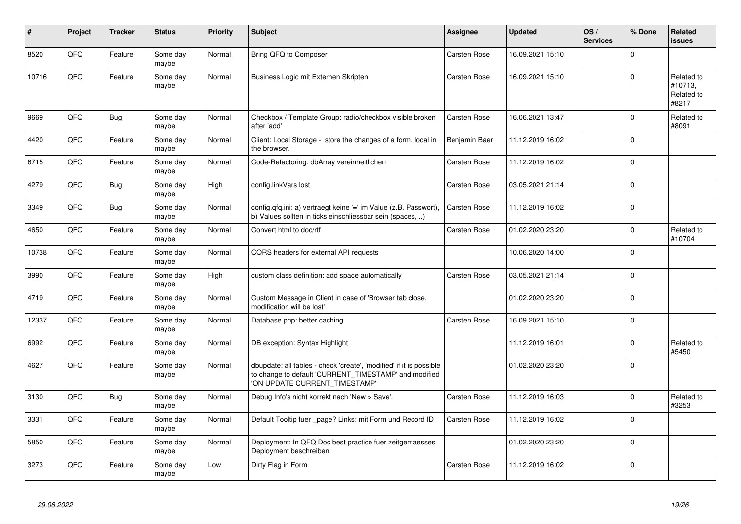| # | Project | Tracker | Status | Priority | Subject | Assignee | Updated | OS / Services | % Done | Related issues |
|---|---|---|---|---|---|---|---|---|---|---|
| 8520 | QFQ | Feature | Some day maybe | Normal | Bring QFQ to Composer | Carsten Rose | 16.09.2021 15:10 | | 0 | |
| 10716 | QFQ | Feature | Some day maybe | Normal | Business Logic mit Externen Skripten | Carsten Rose | 16.09.2021 15:10 | | 0 | Related to #10713, Related to #8217 |
| 9669 | QFQ | Bug | Some day maybe | Normal | Checkbox / Template Group: radio/checkbox visible broken after 'add' | Carsten Rose | 16.06.2021 13:47 | | 0 | Related to #8091 |
| 4420 | QFQ | Feature | Some day maybe | Normal | Client: Local Storage - store the changes of a form, local in the browser. | Benjamin Baer | 11.12.2019 16:02 | | 0 | |
| 6715 | QFQ | Feature | Some day maybe | Normal | Code-Refactoring: dbArray vereinheitlichen | Carsten Rose | 11.12.2019 16:02 | | 0 | |
| 4279 | QFQ | Bug | Some day maybe | High | config.linkVars lost | Carsten Rose | 03.05.2021 21:14 | | 0 | |
| 3349 | QFQ | Bug | Some day maybe | Normal | config.qfq.ini: a) vertraegt keine '=' im Value (z.B. Passwort), b) Values sollten in ticks einschliessbar sein (spaces, ..) | Carsten Rose | 11.12.2019 16:02 | | 0 | |
| 4650 | QFQ | Feature | Some day maybe | Normal | Convert html to doc/rtf | Carsten Rose | 01.02.2020 23:20 | | 0 | Related to #10704 |
| 10738 | QFQ | Feature | Some day maybe | Normal | CORS headers for external API requests | | 10.06.2020 14:00 | | 0 | |
| 3990 | QFQ | Feature | Some day maybe | High | custom class definition: add space automatically | Carsten Rose | 03.05.2021 21:14 | | 0 | |
| 4719 | QFQ | Feature | Some day maybe | Normal | Custom Message in Client in case of 'Browser tab close, modification will be lost' | | 01.02.2020 23:20 | | 0 | |
| 12337 | QFQ | Feature | Some day maybe | Normal | Database.php: better caching | Carsten Rose | 16.09.2021 15:10 | | 0 | |
| 6992 | QFQ | Feature | Some day maybe | Normal | DB exception: Syntax Highlight | | 11.12.2019 16:01 | | 0 | Related to #5450 |
| 4627 | QFQ | Feature | Some day maybe | Normal | dbupdate: all tables - check 'create', 'modified' if it is possible to change to default 'CURRENT_TIMESTAMP' and modified 'ON UPDATE CURRENT_TIMESTAMP' | | 01.02.2020 23:20 | | 0 | |
| 3130 | QFQ | Bug | Some day maybe | Normal | Debug Info's nicht korrekt nach 'New > Save'. | Carsten Rose | 11.12.2019 16:03 | | 0 | Related to #3253 |
| 3331 | QFQ | Feature | Some day maybe | Normal | Default Tooltip fuer _page? Links: mit Form und Record ID | Carsten Rose | 11.12.2019 16:02 | | 0 | |
| 5850 | QFQ | Feature | Some day maybe | Normal | Deployment: In QFQ Doc best practice fuer zeitgemaesses Deployment beschreiben | | 01.02.2020 23:20 | | 0 | |
| 3273 | QFQ | Feature | Some day maybe | Low | Dirty Flag in Form | Carsten Rose | 11.12.2019 16:02 | | 0 | |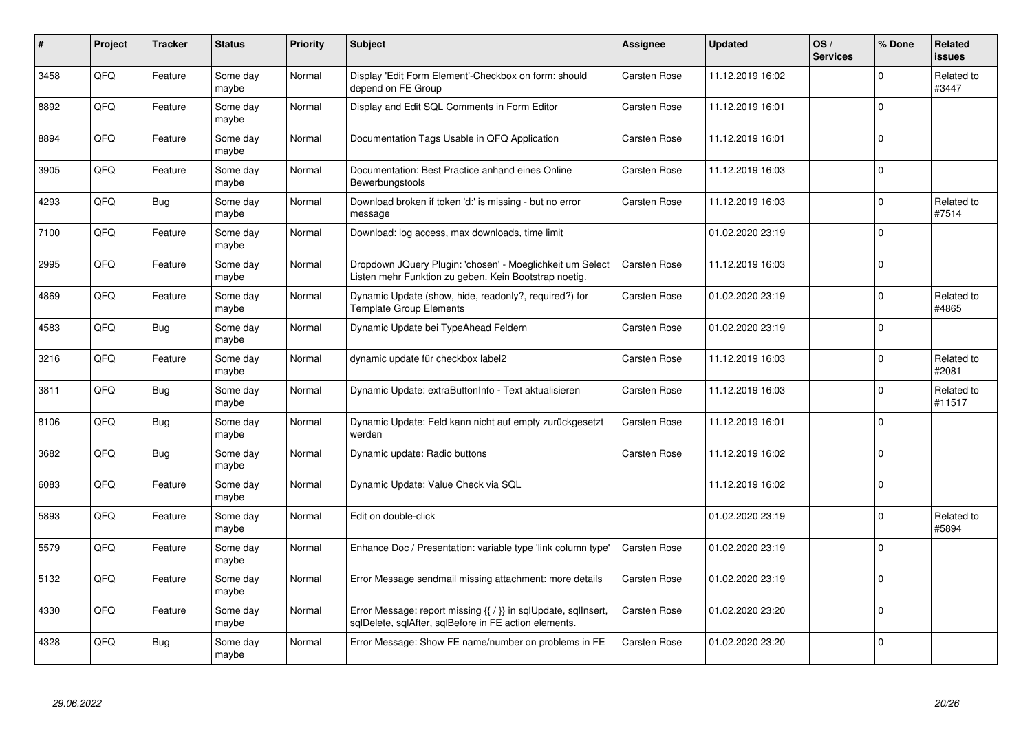| # | Project | Tracker | Status | Priority | Subject | Assignee | Updated | OS / Services | % Done | Related issues |
|---|---|---|---|---|---|---|---|---|---|---|
| 3458 | QFQ | Feature | Some day maybe | Normal | Display 'Edit Form Element'-Checkbox on form: should depend on FE Group | Carsten Rose | 11.12.2019 16:02 | | 0 | Related to #3447 |
| 8892 | QFQ | Feature | Some day maybe | Normal | Display and Edit SQL Comments in Form Editor | Carsten Rose | 11.12.2019 16:01 | | 0 | |
| 8894 | QFQ | Feature | Some day maybe | Normal | Documentation Tags Usable in QFQ Application | Carsten Rose | 11.12.2019 16:01 | | 0 | |
| 3905 | QFQ | Feature | Some day maybe | Normal | Documentation: Best Practice anhand eines Online Bewerbungstools | Carsten Rose | 11.12.2019 16:03 | | 0 | |
| 4293 | QFQ | Bug | Some day maybe | Normal | Download broken if token 'd:' is missing - but no error message | Carsten Rose | 11.12.2019 16:03 | | 0 | Related to #7514 |
| 7100 | QFQ | Feature | Some day maybe | Normal | Download: log access, max downloads, time limit | | 01.02.2020 23:19 | | 0 | |
| 2995 | QFQ | Feature | Some day maybe | Normal | Dropdown JQuery Plugin: 'chosen' - Moeglichkeit um Select Listen mehr Funktion zu geben. Kein Bootstrap noetig. | Carsten Rose | 11.12.2019 16:03 | | 0 | |
| 4869 | QFQ | Feature | Some day maybe | Normal | Dynamic Update (show, hide, readonly?, required?) for Template Group Elements | Carsten Rose | 01.02.2020 23:19 | | 0 | Related to #4865 |
| 4583 | QFQ | Bug | Some day maybe | Normal | Dynamic Update bei TypeAhead Feldern | Carsten Rose | 01.02.2020 23:19 | | 0 | |
| 3216 | QFQ | Feature | Some day maybe | Normal | dynamic update für checkbox label2 | Carsten Rose | 11.12.2019 16:03 | | 0 | Related to #2081 |
| 3811 | QFQ | Bug | Some day maybe | Normal | Dynamic Update: extraButtonInfo - Text aktualisieren | Carsten Rose | 11.12.2019 16:03 | | 0 | Related to #11517 |
| 8106 | QFQ | Bug | Some day maybe | Normal | Dynamic Update: Feld kann nicht auf empty zurückgesetzt werden | Carsten Rose | 11.12.2019 16:01 | | 0 | |
| 3682 | QFQ | Bug | Some day maybe | Normal | Dynamic update: Radio buttons | Carsten Rose | 11.12.2019 16:02 | | 0 | |
| 6083 | QFQ | Feature | Some day maybe | Normal | Dynamic Update: Value Check via SQL | | 11.12.2019 16:02 | | 0 | |
| 5893 | QFQ | Feature | Some day maybe | Normal | Edit on double-click | | 01.02.2020 23:19 | | 0 | Related to #5894 |
| 5579 | QFQ | Feature | Some day maybe | Normal | Enhance Doc / Presentation: variable type 'link column type' | Carsten Rose | 01.02.2020 23:19 | | 0 | |
| 5132 | QFQ | Feature | Some day maybe | Normal | Error Message sendmail missing attachment: more details | Carsten Rose | 01.02.2020 23:19 | | 0 | |
| 4330 | QFQ | Feature | Some day maybe | Normal | Error Message: report missing {{ / }} in sqlUpdate, sqlInsert, sqlDelete, sqlAfter, sqlBefore in FE action elements. | Carsten Rose | 01.02.2020 23:20 | | 0 | |
| 4328 | QFQ | Bug | Some day maybe | Normal | Error Message: Show FE name/number on problems in FE | Carsten Rose | 01.02.2020 23:20 | | 0 | |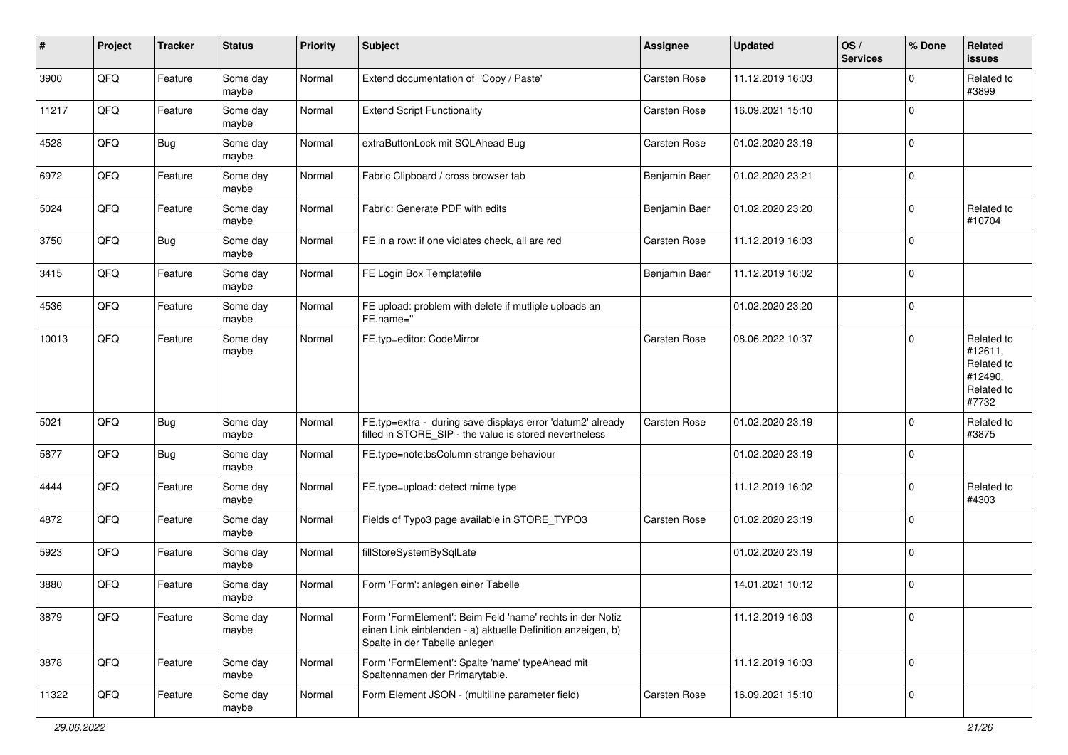| # | Project | Tracker | Status | Priority | Subject | Assignee | Updated | OS / Services | % Done | Related issues |
|---|---|---|---|---|---|---|---|---|---|---|
| 3900 | QFQ | Feature | Some day maybe | Normal | Extend documentation of 'Copy / Paste' | Carsten Rose | 11.12.2019 16:03 | | 0 | Related to #3899 |
| 11217 | QFQ | Feature | Some day maybe | Normal | Extend Script Functionality | Carsten Rose | 16.09.2021 15:10 | | 0 | |
| 4528 | QFQ | Bug | Some day maybe | Normal | extraButtonLock mit SQLAhead Bug | Carsten Rose | 01.02.2020 23:19 | | 0 | |
| 6972 | QFQ | Feature | Some day maybe | Normal | Fabric Clipboard / cross browser tab | Benjamin Baer | 01.02.2020 23:21 | | 0 | |
| 5024 | QFQ | Feature | Some day maybe | Normal | Fabric: Generate PDF with edits | Benjamin Baer | 01.02.2020 23:20 | | 0 | Related to #10704 |
| 3750 | QFQ | Bug | Some day maybe | Normal | FE in a row: if one violates check, all are red | Carsten Rose | 11.12.2019 16:03 | | 0 | |
| 3415 | QFQ | Feature | Some day maybe | Normal | FE Login Box Templatefile | Benjamin Baer | 11.12.2019 16:02 | | 0 | |
| 4536 | QFQ | Feature | Some day maybe | Normal | FE upload: problem with delete if mutliple uploads an FE.name=" | | 01.02.2020 23:20 | | 0 | |
| 10013 | QFQ | Feature | Some day maybe | Normal | FE.typ=editor: CodeMirror | Carsten Rose | 08.06.2022 10:37 | | 0 | Related to #12611, Related to #12490, Related to #7732 |
| 5021 | QFQ | Bug | Some day maybe | Normal | FE.typ=extra - during save displays error 'datum2' already filled in STORE_SIP - the value is stored nevertheless | Carsten Rose | 01.02.2020 23:19 | | 0 | Related to #3875 |
| 5877 | QFQ | Bug | Some day maybe | Normal | FE.type=note:bsColumn strange behaviour | | 01.02.2020 23:19 | | 0 | |
| 4444 | QFQ | Feature | Some day maybe | Normal | FE.type=upload: detect mime type | | 11.12.2019 16:02 | | 0 | Related to #4303 |
| 4872 | QFQ | Feature | Some day maybe | Normal | Fields of Typo3 page available in STORE_TYPO3 | Carsten Rose | 01.02.2020 23:19 | | 0 | |
| 5923 | QFQ | Feature | Some day maybe | Normal | fillStoreSystemBySqlLate | | 01.02.2020 23:19 | | 0 | |
| 3880 | QFQ | Feature | Some day maybe | Normal | Form 'Form': anlegen einer Tabelle | | 14.01.2021 10:12 | | 0 | |
| 3879 | QFQ | Feature | Some day maybe | Normal | Form 'FormElement': Beim Feld 'name' rechts in der Notiz einen Link einblenden - a) aktuelle Definition anzeigen, b) Spalte in der Tabelle anlegen | | 11.12.2019 16:03 | | 0 | |
| 3878 | QFQ | Feature | Some day maybe | Normal | Form 'FormElement': Spalte 'name' typeAhead mit Spaltennamen der Primarytable. | | 11.12.2019 16:03 | | 0 | |
| 11322 | QFQ | Feature | Some day maybe | Normal | Form Element JSON - (multiline parameter field) | Carsten Rose | 16.09.2021 15:10 | | 0 | |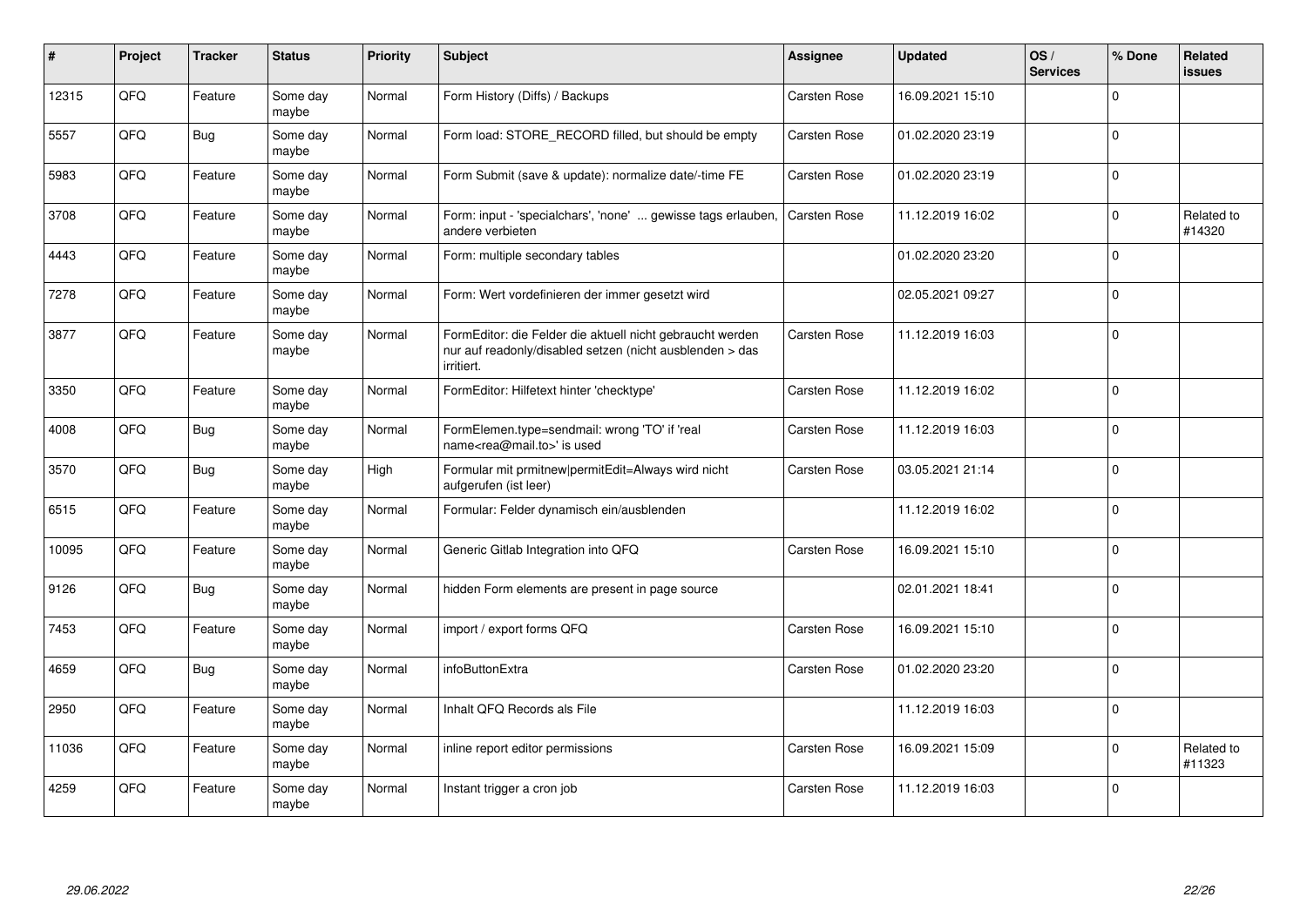| # | Project | Tracker | Status | Priority | Subject | Assignee | Updated | OS / Services | % Done | Related issues |
|---|---|---|---|---|---|---|---|---|---|---|
| 12315 | QFQ | Feature | Some day maybe | Normal | Form History (Diffs) / Backups | Carsten Rose | 16.09.2021 15:10 | | 0 | |
| 5557 | QFQ | Bug | Some day maybe | Normal | Form load: STORE_RECORD filled, but should be empty | Carsten Rose | 01.02.2020 23:19 | | 0 | |
| 5983 | QFQ | Feature | Some day maybe | Normal | Form Submit (save & update): normalize date/-time FE | Carsten Rose | 01.02.2020 23:19 | | 0 | |
| 3708 | QFQ | Feature | Some day maybe | Normal | Form: input - 'specialchars', 'none' ... gewisse tags erlauben, andere verbieten | Carsten Rose | 11.12.2019 16:02 | | 0 | Related to #14320 |
| 4443 | QFQ | Feature | Some day maybe | Normal | Form: multiple secondary tables | | 01.02.2020 23:20 | | 0 | |
| 7278 | QFQ | Feature | Some day maybe | Normal | Form: Wert vordefinieren der immer gesetzt wird | | 02.05.2021 09:27 | | 0 | |
| 3877 | QFQ | Feature | Some day maybe | Normal | FormEditor: die Felder die aktuell nicht gebraucht werden nur auf readonly/disabled setzen (nicht ausblenden > das irritiert. | Carsten Rose | 11.12.2019 16:03 | | 0 | |
| 3350 | QFQ | Feature | Some day maybe | Normal | FormEditor: Hilfetext hinter 'checktype' | Carsten Rose | 11.12.2019 16:02 | | 0 | |
| 4008 | QFQ | Bug | Some day maybe | Normal | FormElemen.type=sendmail: wrong 'TO' if 'real name<rea@mail.to>' is used | Carsten Rose | 11.12.2019 16:03 | | 0 | |
| 3570 | QFQ | Bug | Some day maybe | High | Formular mit prmitnew\|permitEdit=Always wird nicht aufgerufen (ist leer) | Carsten Rose | 03.05.2021 21:14 | | 0 | |
| 6515 | QFQ | Feature | Some day maybe | Normal | Formular: Felder dynamisch ein/ausblenden | | 11.12.2019 16:02 | | 0 | |
| 10095 | QFQ | Feature | Some day maybe | Normal | Generic Gitlab Integration into QFQ | Carsten Rose | 16.09.2021 15:10 | | 0 | |
| 9126 | QFQ | Bug | Some day maybe | Normal | hidden Form elements are present in page source | | 02.01.2021 18:41 | | 0 | |
| 7453 | QFQ | Feature | Some day maybe | Normal | import / export forms QFQ | Carsten Rose | 16.09.2021 15:10 | | 0 | |
| 4659 | QFQ | Bug | Some day maybe | Normal | infoButtonExtra | Carsten Rose | 01.02.2020 23:20 | | 0 | |
| 2950 | QFQ | Feature | Some day maybe | Normal | Inhalt QFQ Records als File | | 11.12.2019 16:03 | | 0 | |
| 11036 | QFQ | Feature | Some day maybe | Normal | inline report editor permissions | Carsten Rose | 16.09.2021 15:09 | | 0 | Related to #11323 |
| 4259 | QFQ | Feature | Some day maybe | Normal | Instant trigger a cron job | Carsten Rose | 11.12.2019 16:03 | | 0 | |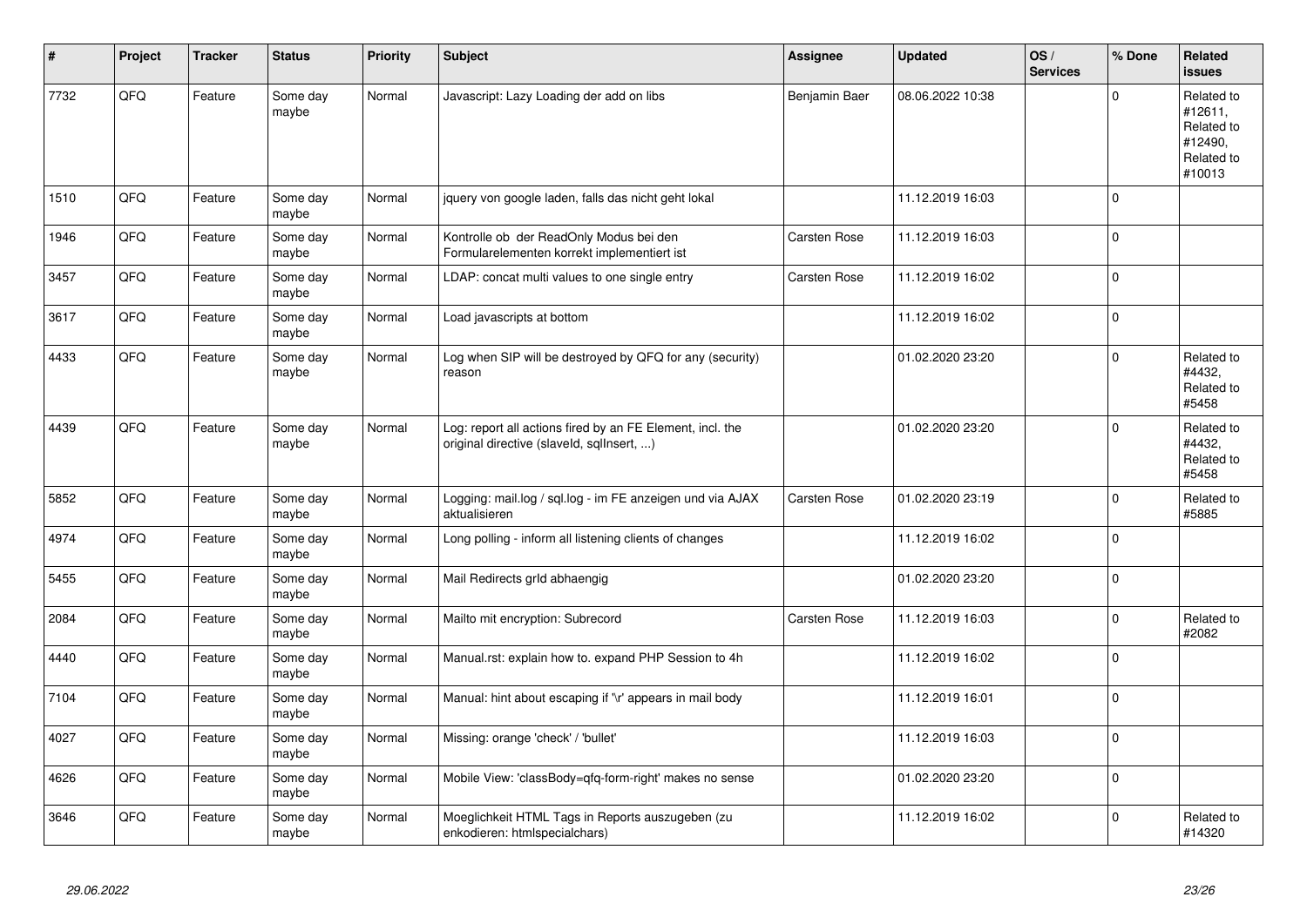| # | Project | Tracker | Status | Priority | Subject | Assignee | Updated | OS / Services | % Done | Related issues |
|---|---|---|---|---|---|---|---|---|---|---|
| 7732 | QFQ | Feature | Some day maybe | Normal | Javascript: Lazy Loading der add on libs | Benjamin Baer | 08.06.2022 10:38 | | 0 | Related to #12611, Related to #12490, Related to #10013 |
| 1510 | QFQ | Feature | Some day maybe | Normal | jquery von google laden, falls das nicht geht lokal | | 11.12.2019 16:03 | | 0 | |
| 1946 | QFQ | Feature | Some day maybe | Normal | Kontrolle ob der ReadOnly Modus bei den Formularelementen korrekt implementiert ist | Carsten Rose | 11.12.2019 16:03 | | 0 | |
| 3457 | QFQ | Feature | Some day maybe | Normal | LDAP: concat multi values to one single entry | Carsten Rose | 11.12.2019 16:02 | | 0 | |
| 3617 | QFQ | Feature | Some day maybe | Normal | Load javascripts at bottom | | 11.12.2019 16:02 | | 0 | |
| 4433 | QFQ | Feature | Some day maybe | Normal | Log when SIP will be destroyed by QFQ for any (security) reason | | 01.02.2020 23:20 | | 0 | Related to #4432, Related to #5458 |
| 4439 | QFQ | Feature | Some day maybe | Normal | Log: report all actions fired by an FE Element, incl. the original directive (slaveId, sqlInsert, ...) | | 01.02.2020 23:20 | | 0 | Related to #4432, Related to #5458 |
| 5852 | QFQ | Feature | Some day maybe | Normal | Logging: mail.log / sql.log - im FE anzeigen und via AJAX aktualisieren | Carsten Rose | 01.02.2020 23:19 | | 0 | Related to #5885 |
| 4974 | QFQ | Feature | Some day maybe | Normal | Long polling - inform all listening clients of changes | | 11.12.2019 16:02 | | 0 | |
| 5455 | QFQ | Feature | Some day maybe | Normal | Mail Redirects grId abhaengig | | 01.02.2020 23:20 | | 0 | |
| 2084 | QFQ | Feature | Some day maybe | Normal | Mailto mit encryption: Subrecord | Carsten Rose | 11.12.2019 16:03 | | 0 | Related to #2082 |
| 4440 | QFQ | Feature | Some day maybe | Normal | Manual.rst: explain how to. expand PHP Session to 4h | | 11.12.2019 16:02 | | 0 | |
| 7104 | QFQ | Feature | Some day maybe | Normal | Manual: hint about escaping if '\r' appears in mail body | | 11.12.2019 16:01 | | 0 | |
| 4027 | QFQ | Feature | Some day maybe | Normal | Missing: orange 'check' / 'bullet' | | 11.12.2019 16:03 | | 0 | |
| 4626 | QFQ | Feature | Some day maybe | Normal | Mobile View: 'classBody=qfq-form-right' makes no sense | | 01.02.2020 23:20 | | 0 | |
| 3646 | QFQ | Feature | Some day maybe | Normal | Moeglichkeit HTML Tags in Reports auszugeben (zu enkodieren: htmlspecialchars) | | 11.12.2019 16:02 | | 0 | Related to #14320 |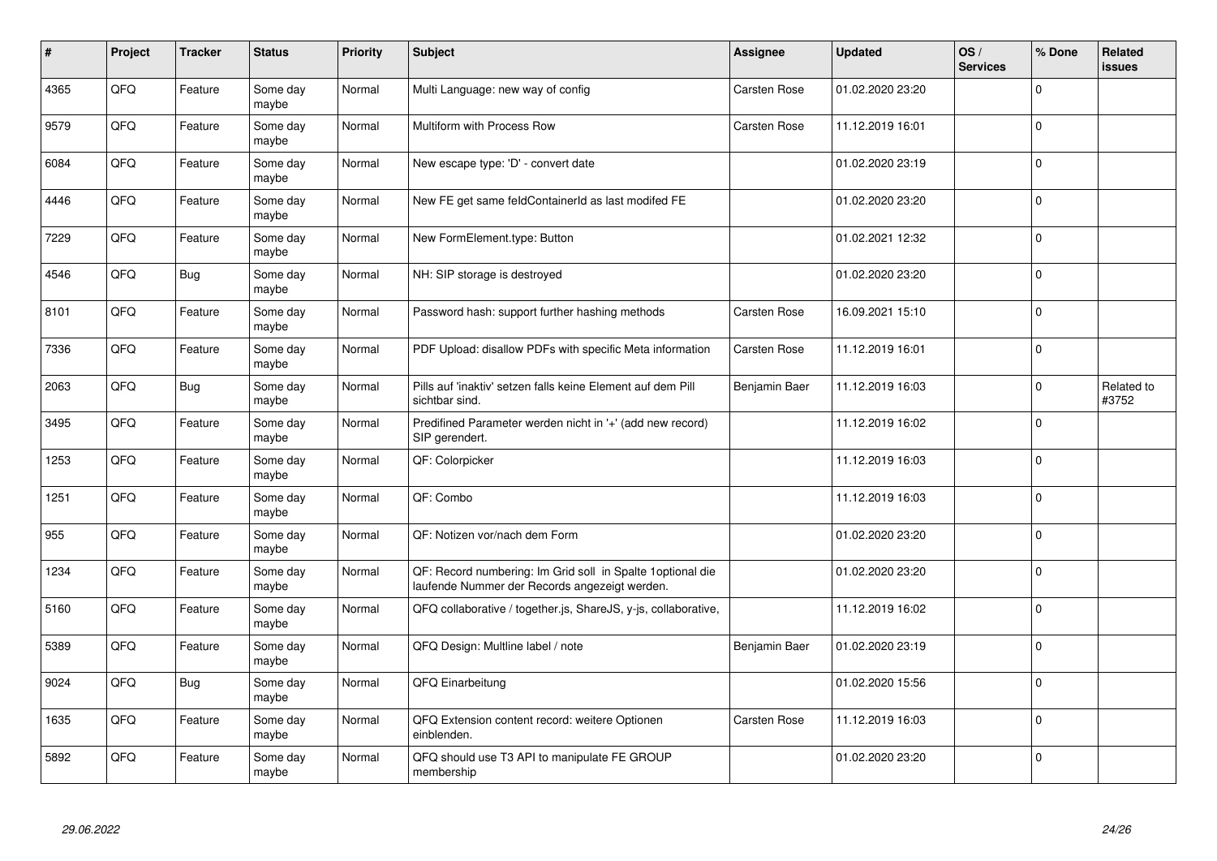| # | Project | Tracker | Status | Priority | Subject | Assignee | Updated | OS / Services | % Done | Related issues |
|---|---|---|---|---|---|---|---|---|---|---|
| 4365 | QFQ | Feature | Some day maybe | Normal | Multi Language: new way of config | Carsten Rose | 01.02.2020 23:20 | | 0 | |
| 9579 | QFQ | Feature | Some day maybe | Normal | Multiform with Process Row | Carsten Rose | 11.12.2019 16:01 | | 0 | |
| 6084 | QFQ | Feature | Some day maybe | Normal | New escape type: 'D' - convert date | | 01.02.2020 23:19 | | 0 | |
| 4446 | QFQ | Feature | Some day maybe | Normal | New FE get same feldContainerId as last modifed FE | | 01.02.2020 23:20 | | 0 | |
| 7229 | QFQ | Feature | Some day maybe | Normal | New FormElement.type: Button | | 01.02.2021 12:32 | | 0 | |
| 4546 | QFQ | Bug | Some day maybe | Normal | NH: SIP storage is destroyed | | 01.02.2020 23:20 | | 0 | |
| 8101 | QFQ | Feature | Some day maybe | Normal | Password hash: support further hashing methods | Carsten Rose | 16.09.2021 15:10 | | 0 | |
| 7336 | QFQ | Feature | Some day maybe | Normal | PDF Upload: disallow PDFs with specific Meta information | Carsten Rose | 11.12.2019 16:01 | | 0 | |
| 2063 | QFQ | Bug | Some day maybe | Normal | Pills auf 'inaktiv' setzen falls keine Element auf dem Pill sichtbar sind. | Benjamin Baer | 11.12.2019 16:03 | | 0 | Related to #3752 |
| 3495 | QFQ | Feature | Some day maybe | Normal | Predifined Parameter werden nicht in '+' (add new record) SIP gerendert. | | 11.12.2019 16:02 | | 0 | |
| 1253 | QFQ | Feature | Some day maybe | Normal | QF: Colorpicker | | 11.12.2019 16:03 | | 0 | |
| 1251 | QFQ | Feature | Some day maybe | Normal | QF: Combo | | 11.12.2019 16:03 | | 0 | |
| 955 | QFQ | Feature | Some day maybe | Normal | QF: Notizen vor/nach dem Form | | 01.02.2020 23:20 | | 0 | |
| 1234 | QFQ | Feature | Some day maybe | Normal | QF: Record numbering: Im Grid soll in Spalte 1optional die laufende Nummer der Records angezeigt werden. | | 01.02.2020 23:20 | | 0 | |
| 5160 | QFQ | Feature | Some day maybe | Normal | QFQ collaborative / together.js, ShareJS, y-js, collaborative, | | 11.12.2019 16:02 | | 0 | |
| 5389 | QFQ | Feature | Some day maybe | Normal | QFQ Design: Multline label / note | Benjamin Baer | 01.02.2020 23:19 | | 0 | |
| 9024 | QFQ | Bug | Some day maybe | Normal | QFQ Einarbeitung | | 01.02.2020 15:56 | | 0 | |
| 1635 | QFQ | Feature | Some day maybe | Normal | QFQ Extension content record: weitere Optionen einblenden. | Carsten Rose | 11.12.2019 16:03 | | 0 | |
| 5892 | QFQ | Feature | Some day maybe | Normal | QFQ should use T3 API to manipulate FE GROUP membership | | 01.02.2020 23:20 | | 0 | |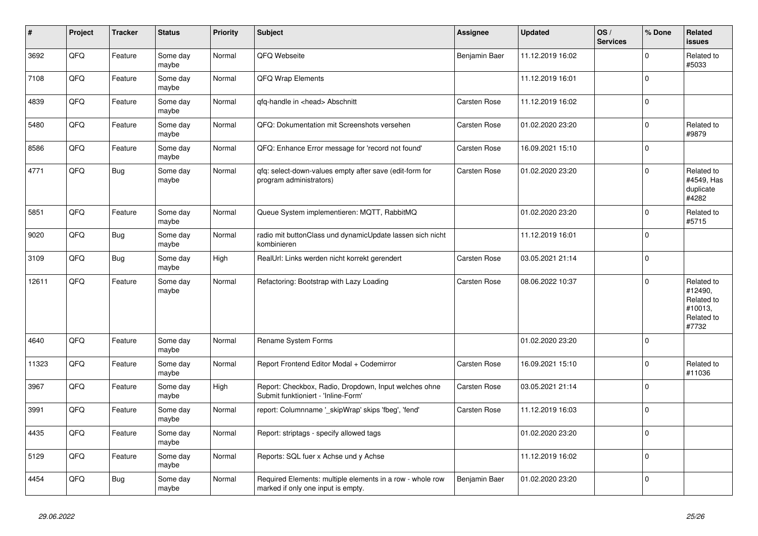| # | Project | Tracker | Status | Priority | Subject | Assignee | Updated | OS / Services | % Done | Related issues |
|---|---|---|---|---|---|---|---|---|---|---|
| 3692 | QFQ | Feature | Some day maybe | Normal | QFQ Webseite | Benjamin Baer | 11.12.2019 16:02 | | 0 | Related to #5033 |
| 7108 | QFQ | Feature | Some day maybe | Normal | QFQ Wrap Elements | | 11.12.2019 16:01 | | 0 | |
| 4839 | QFQ | Feature | Some day maybe | Normal | qfq-handle in <head> Abschnitt | Carsten Rose | 11.12.2019 16:02 | | 0 | |
| 5480 | QFQ | Feature | Some day maybe | Normal | QFQ: Dokumentation mit Screenshots versehen | Carsten Rose | 01.02.2020 23:20 | | 0 | Related to #9879 |
| 8586 | QFQ | Feature | Some day maybe | Normal | QFQ: Enhance Error message for 'record not found' | Carsten Rose | 16.09.2021 15:10 | | 0 | |
| 4771 | QFQ | Bug | Some day maybe | Normal | qfq: select-down-values empty after save (edit-form for program administrators) | Carsten Rose | 01.02.2020 23:20 | | 0 | Related to #4549, Has duplicate #4282 |
| 5851 | QFQ | Feature | Some day maybe | Normal | Queue System implementieren: MQTT, RabbitMQ | | 01.02.2020 23:20 | | 0 | Related to #5715 |
| 9020 | QFQ | Bug | Some day maybe | Normal | radio mit buttonClass und dynamicUpdate lassen sich nicht kombinieren | | 11.12.2019 16:01 | | 0 | |
| 3109 | QFQ | Bug | Some day maybe | High | RealUrl: Links werden nicht korrekt gerendert | Carsten Rose | 03.05.2021 21:14 | | 0 | |
| 12611 | QFQ | Feature | Some day maybe | Normal | Refactoring: Bootstrap with Lazy Loading | Carsten Rose | 08.06.2022 10:37 | | 0 | Related to #12490, Related to #10013, Related to #7732 |
| 4640 | QFQ | Feature | Some day maybe | Normal | Rename System Forms | | 01.02.2020 23:20 | | 0 | |
| 11323 | QFQ | Feature | Some day maybe | Normal | Report Frontend Editor Modal + Codemirror | Carsten Rose | 16.09.2021 15:10 | | 0 | Related to #11036 |
| 3967 | QFQ | Feature | Some day maybe | High | Report: Checkbox, Radio, Dropdown, Input welches ohne Submit funktioniert - 'Inline-Form' | Carsten Rose | 03.05.2021 21:14 | | 0 | |
| 3991 | QFQ | Feature | Some day maybe | Normal | report: Columnname '_skipWrap' skips 'fbeg', 'fend' | Carsten Rose | 11.12.2019 16:03 | | 0 | |
| 4435 | QFQ | Feature | Some day maybe | Normal | Report: striptags - specify allowed tags | | 01.02.2020 23:20 | | 0 | |
| 5129 | QFQ | Feature | Some day maybe | Normal | Reports: SQL fuer x Achse und y Achse | | 11.12.2019 16:02 | | 0 | |
| 4454 | QFQ | Bug | Some day maybe | Normal | Required Elements: multiple elements in a row - whole row marked if only one input is empty. | Benjamin Baer | 01.02.2020 23:20 | | 0 | |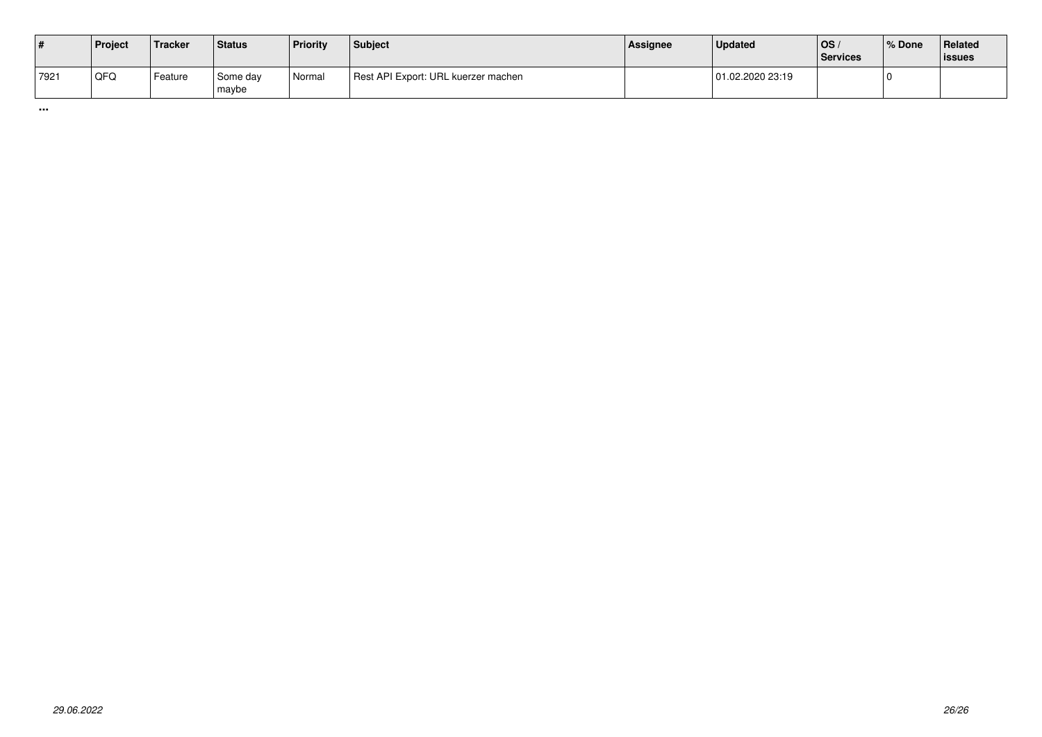| # | Project | Tracker | Status | Priority | Subject | Assignee | Updated | OS / Services | % Done | Related issues |
|---|---|---|---|---|---|---|---|---|---|---|
| 7921 | QFQ | Feature | Some day maybe | Normal | Rest API Export: URL kuerzer machen | | 01.02.2020 23:19 | | 0 | |

**...**